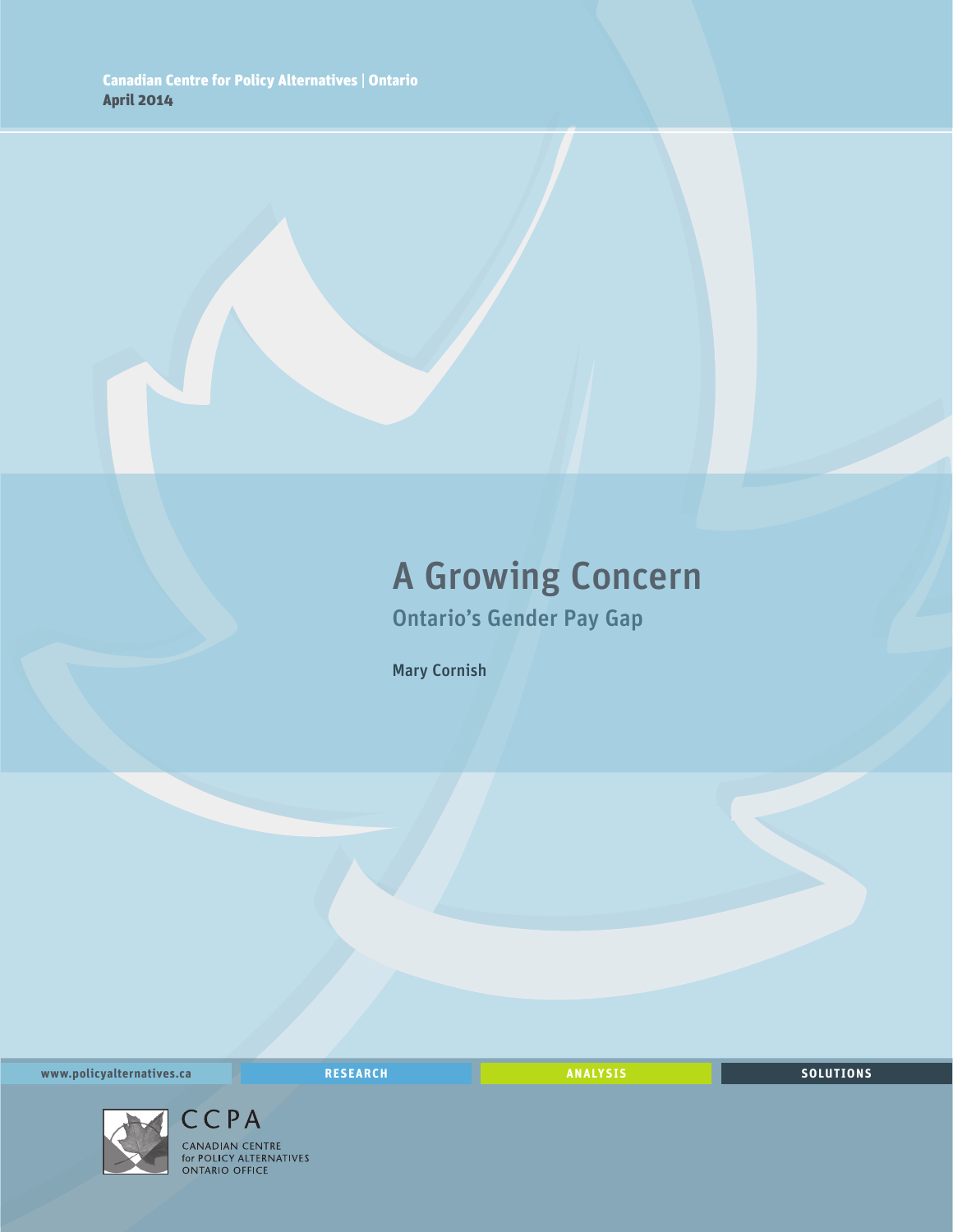Canadian Centre for Policy Alternatives | Ontario
**April 2014**

# A Growing Concern

## Ontario's Gender Pay Gap

Mary Cornish

www.policyalternatives.ca RESEARCH ANALYSIS SOLUTIONS

CCPA
CANADIAN CENTRE
for POLICY ALTERNATIVES
ONTARIO OFFICE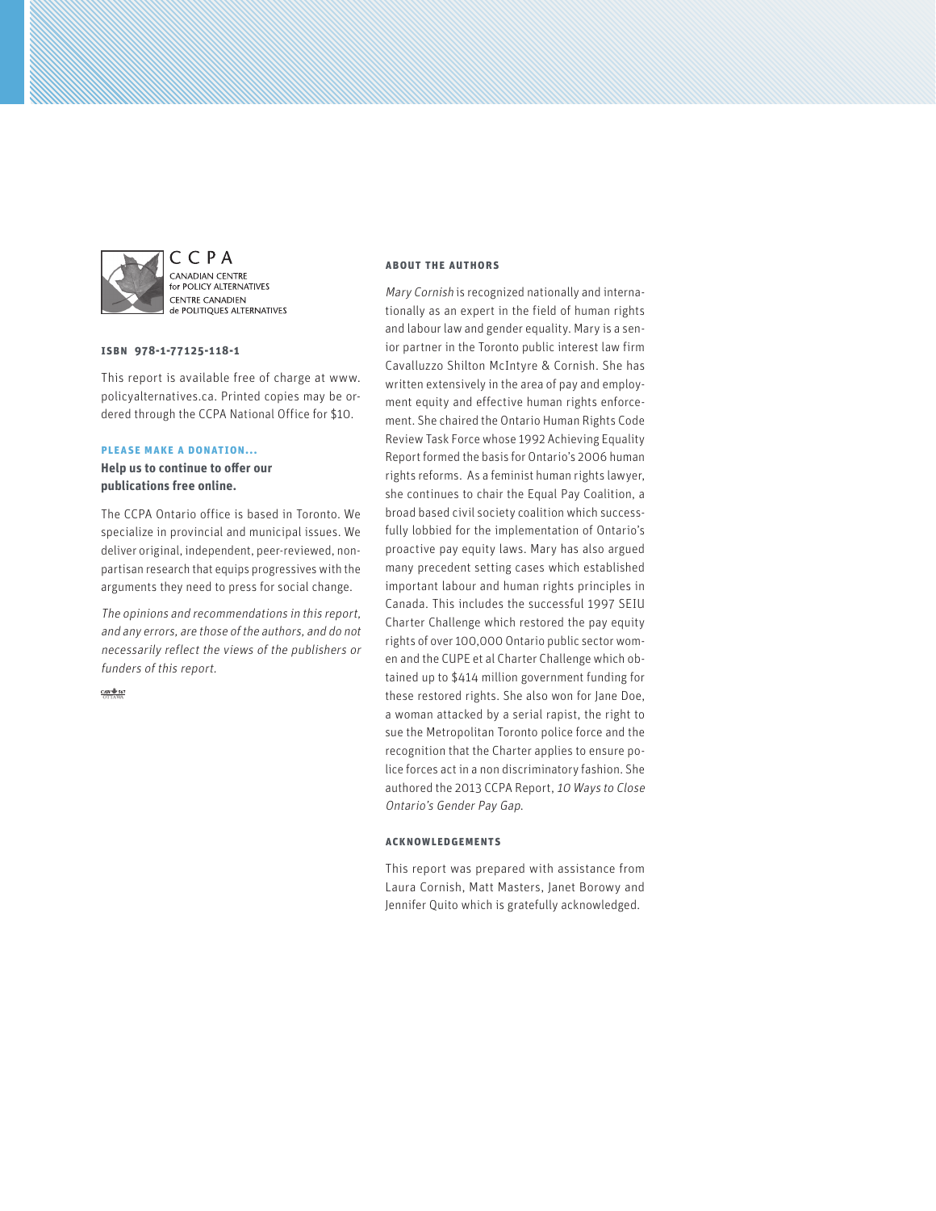CCPA
CANADIAN CENTRE for POLICY ALTERNATIVES
CENTRE CANADIEN de POLITIQUES ALTERNATIVES

**ISBN 978-1-77125-118-1**

This report is available free of charge at www.policyalternatives.ca. Printed copies may be ordered through the CCPA National Office for $10.

**PLEASE MAKE A DONATION...**

**Help us to continue to offer our publications free online.**

The CCPA Ontario office is based in Toronto. We specialize in provincial and municipal issues. We deliver original, independent, peer-reviewed, non-partisan research that equips progressives with the arguments they need to press for social change.

*The opinions and recommendations in this report, and any errors, are those of the authors, and do not necessarily reflect the views of the publishers or funders of this report.*

### ABOUT THE AUTHORS

*Mary Cornish* is recognized nationally and internationally as an expert in the field of human rights and labour law and gender equality. Mary is a senior partner in the Toronto public interest law firm Cavalluzzo Shilton McIntyre & Cornish. She has written extensively in the area of pay and employment equity and effective human rights enforcement. She chaired the Ontario Human Rights Code Review Task Force whose 1992 Achieving Equality Report formed the basis for Ontario's 2006 human rights reforms. As a feminist human rights lawyer, she continues to chair the Equal Pay Coalition, a broad based civil society coalition which successfully lobbied for the implementation of Ontario's proactive pay equity laws. Mary has also argued many precedent setting cases which established important labour and human rights principles in Canada. This includes the successful 1997 SEIU Charter Challenge which restored the pay equity rights of over 100,000 Ontario public sector women and the CUPE et al Charter Challenge which obtained up to $414 million government funding for these restored rights. She also won for Jane Doe, a woman attacked by a serial rapist, the right to sue the Metropolitan Toronto police force and the recognition that the Charter applies to ensure police forces act in a non discriminatory fashion. She authored the 2013 CCPA Report, *10 Ways to Close Ontario's Gender Pay Gap*.

### ACKNOWLEDGEMENTS

This report was prepared with assistance from Laura Cornish, Matt Masters, Janet Borowy and Jennifer Quito which is gratefully acknowledged.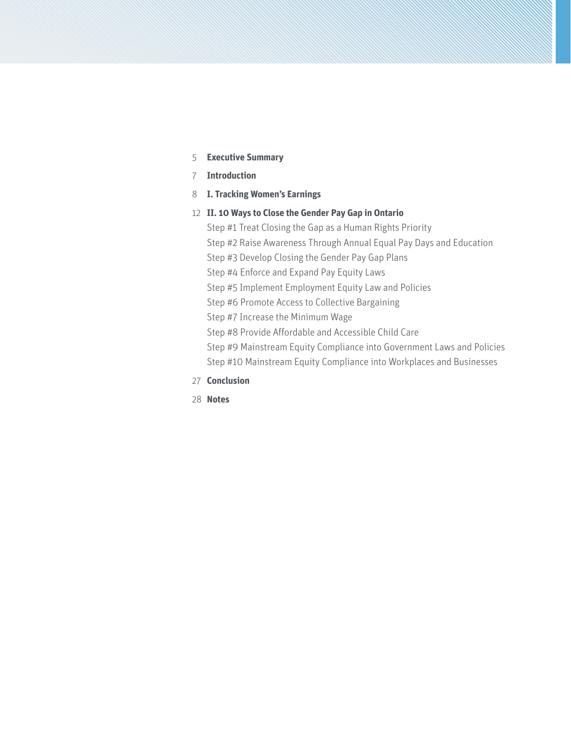5 **Executive Summary**

7 **Introduction**

8 **I. Tracking Women's Earnings**

12 **II. 10 Ways to Close the Gender Pay Gap in Ontario**

- Step #1 Treat Closing the Gap as a Human Rights Priority
- Step #2 Raise Awareness Through Annual Equal Pay Days and Education
- Step #3 Develop Closing the Gender Pay Gap Plans
- Step #4 Enforce and Expand Pay Equity Laws
- Step #5 Implement Employment Equity Law and Policies
- Step #6 Promote Access to Collective Bargaining
- Step #7 Increase the Minimum Wage
- Step #8 Provide Affordable and Accessible Child Care
- Step #9 Mainstream Equity Compliance into Government Laws and Policies
- Step #10 Mainstream Equity Compliance into Workplaces and Businesses

27 **Conclusion**

28 **Notes**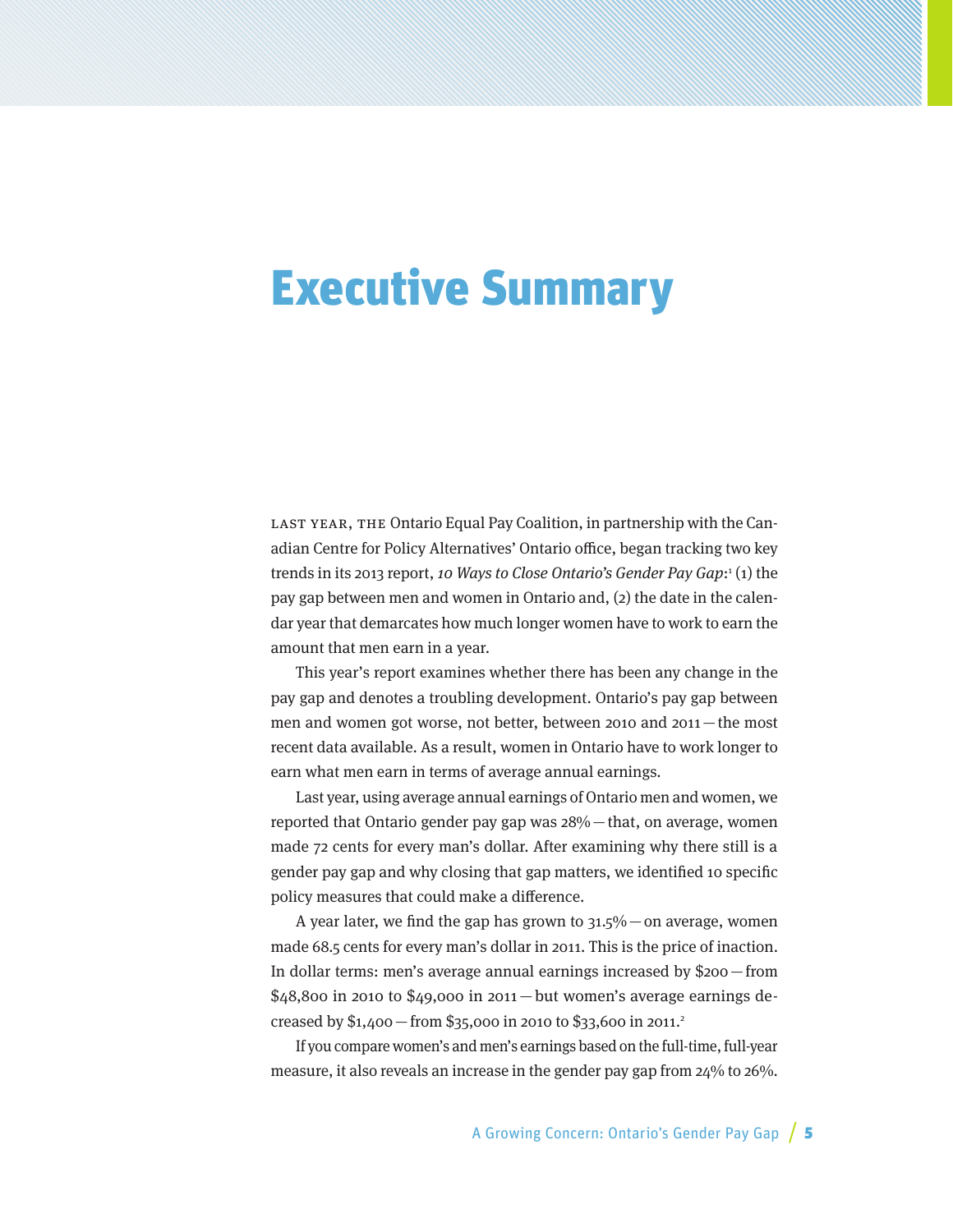# Executive Summary

LAST YEAR, THE Ontario Equal Pay Coalition, in partnership with the Canadian Centre for Policy Alternatives' Ontario office, began tracking two key trends in its 2013 report, *10 Ways to Close Ontario's Gender Pay Gap*:[1] (1) the pay gap between men and women in Ontario and, (2) the date in the calendar year that demarcates how much longer women have to work to earn the amount that men earn in a year.

This year's report examines whether there has been any change in the pay gap and denotes a troubling development. Ontario's pay gap between men and women got worse, not better, between 2010 and 2011 — the most recent data available. As a result, women in Ontario have to work longer to earn what men earn in terms of average annual earnings.

Last year, using average annual earnings of Ontario men and women, we reported that Ontario gender pay gap was 28% — that, on average, women made 72 cents for every man's dollar. After examining why there still is a gender pay gap and why closing that gap matters, we identified 10 specific policy measures that could make a difference.

A year later, we find the gap has grown to 31.5% — on average, women made 68.5 cents for every man's dollar in 2011. This is the price of inaction. In dollar terms: men's average annual earnings increased by $200 — from $48,800 in 2010 to $49,000 in 2011 — but women's average earnings decreased by $1,400 — from $35,000 in 2010 to $33,600 in 2011.[2]

If you compare women's and men's earnings based on the full-time, full-year measure, it also reveals an increase in the gender pay gap from 24% to 26%.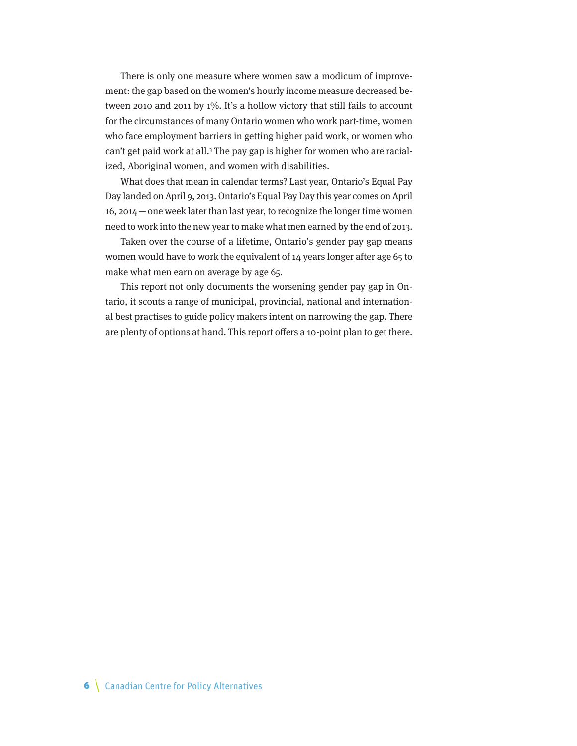There is only one measure where women saw a modicum of improvement: the gap based on the women's hourly income measure decreased between 2010 and 2011 by 1%. It's a hollow victory that still fails to account for the circumstances of many Ontario women who work part-time, women who face employment barriers in getting higher paid work, or women who can't get paid work at all.[3] The pay gap is higher for women who are racialized, Aboriginal women, and women with disabilities.

What does that mean in calendar terms? Last year, Ontario's Equal Pay Day landed on April 9, 2013. Ontario's Equal Pay Day this year comes on April 16, 2014 — one week later than last year, to recognize the longer time women need to work into the new year to make what men earned by the end of 2013.

Taken over the course of a lifetime, Ontario's gender pay gap means women would have to work the equivalent of 14 years longer after age 65 to make what men earn on average by age 65.

This report not only documents the worsening gender pay gap in Ontario, it scouts a range of municipal, provincial, national and international best practises to guide policy makers intent on narrowing the gap. There are plenty of options at hand. This report offers a 10-point plan to get there.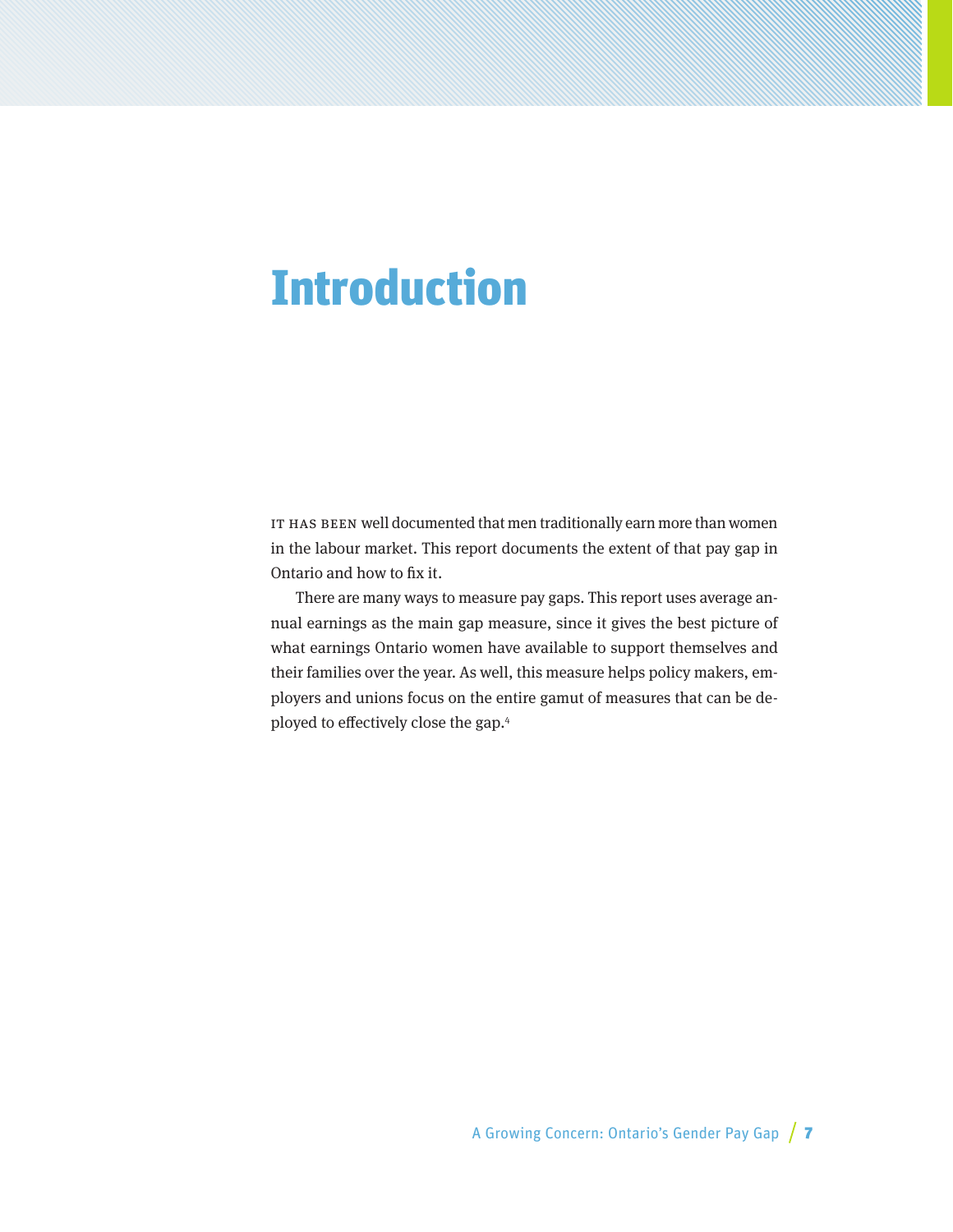# Introduction

It has been well documented that men traditionally earn more than women in the labour market. This report documents the extent of that pay gap in Ontario and how to fix it.

There are many ways to measure pay gaps. This report uses average annual earnings as the main gap measure, since it gives the best picture of what earnings Ontario women have available to support themselves and their families over the year. As well, this measure helps policy makers, employers and unions focus on the entire gamut of measures that can be deployed to effectively close the gap.[4]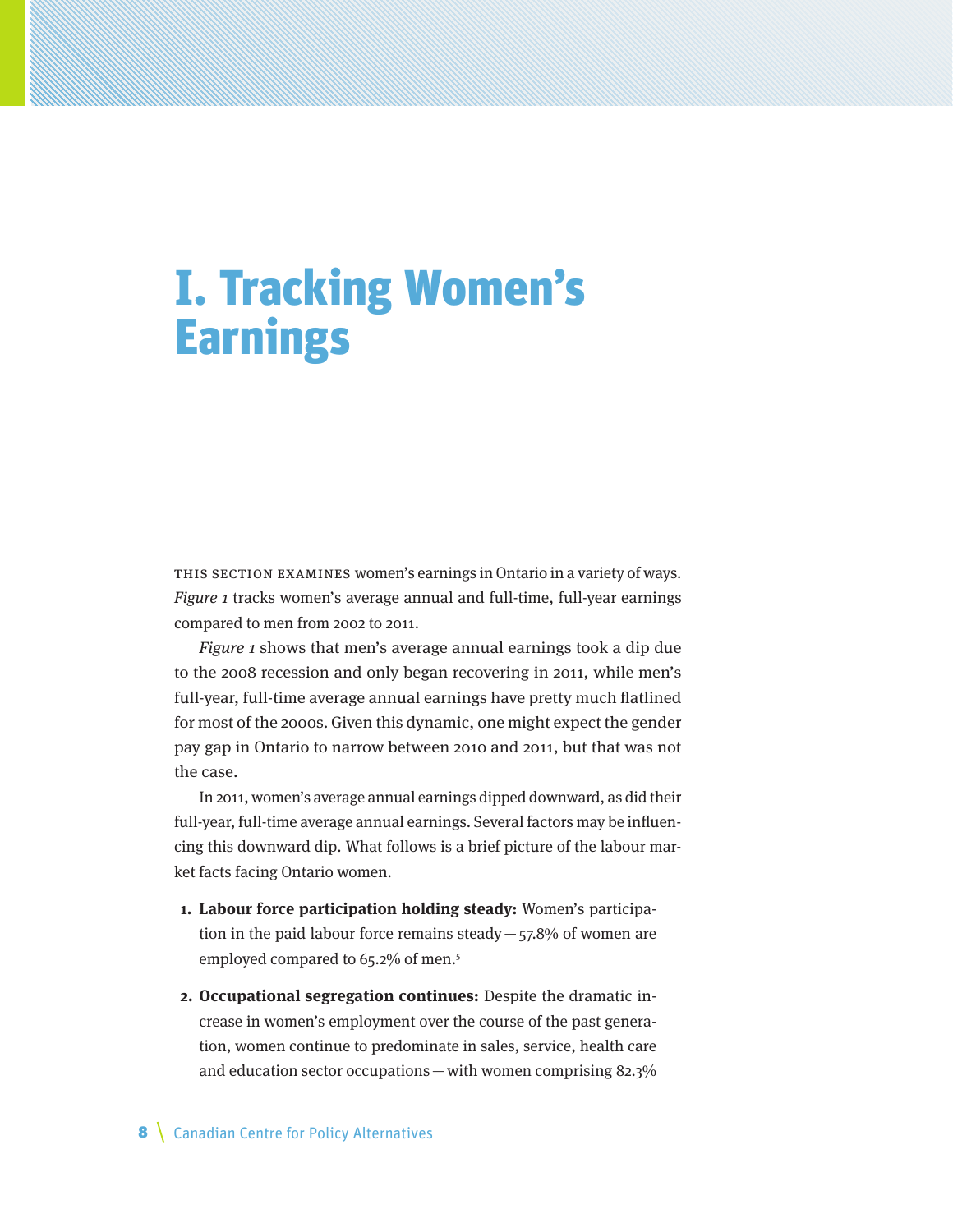# I. Tracking Women's Earnings

THIS SECTION EXAMINES women's earnings in Ontario in a variety of ways. *Figure 1* tracks women's average annual and full-time, full-year earnings compared to men from 2002 to 2011.

*Figure 1* shows that men's average annual earnings took a dip due to the 2008 recession and only began recovering in 2011, while men's full-year, full-time average annual earnings have pretty much flatlined for most of the 2000s. Given this dynamic, one might expect the gender pay gap in Ontario to narrow between 2010 and 2011, but that was not the case.

In 2011, women's average annual earnings dipped downward, as did their full-year, full-time average annual earnings. Several factors may be influencing this downward dip. What follows is a brief picture of the labour market facts facing Ontario women.

1. **Labour force participation holding steady:** Women's participation in the paid labour force remains steady — 57.8% of women are employed compared to 65.2% of men.[5]

2. **Occupational segregation continues:** Despite the dramatic increase in women's employment over the course of the past generation, women continue to predominate in sales, service, health care and education sector occupations — with women comprising 82.3%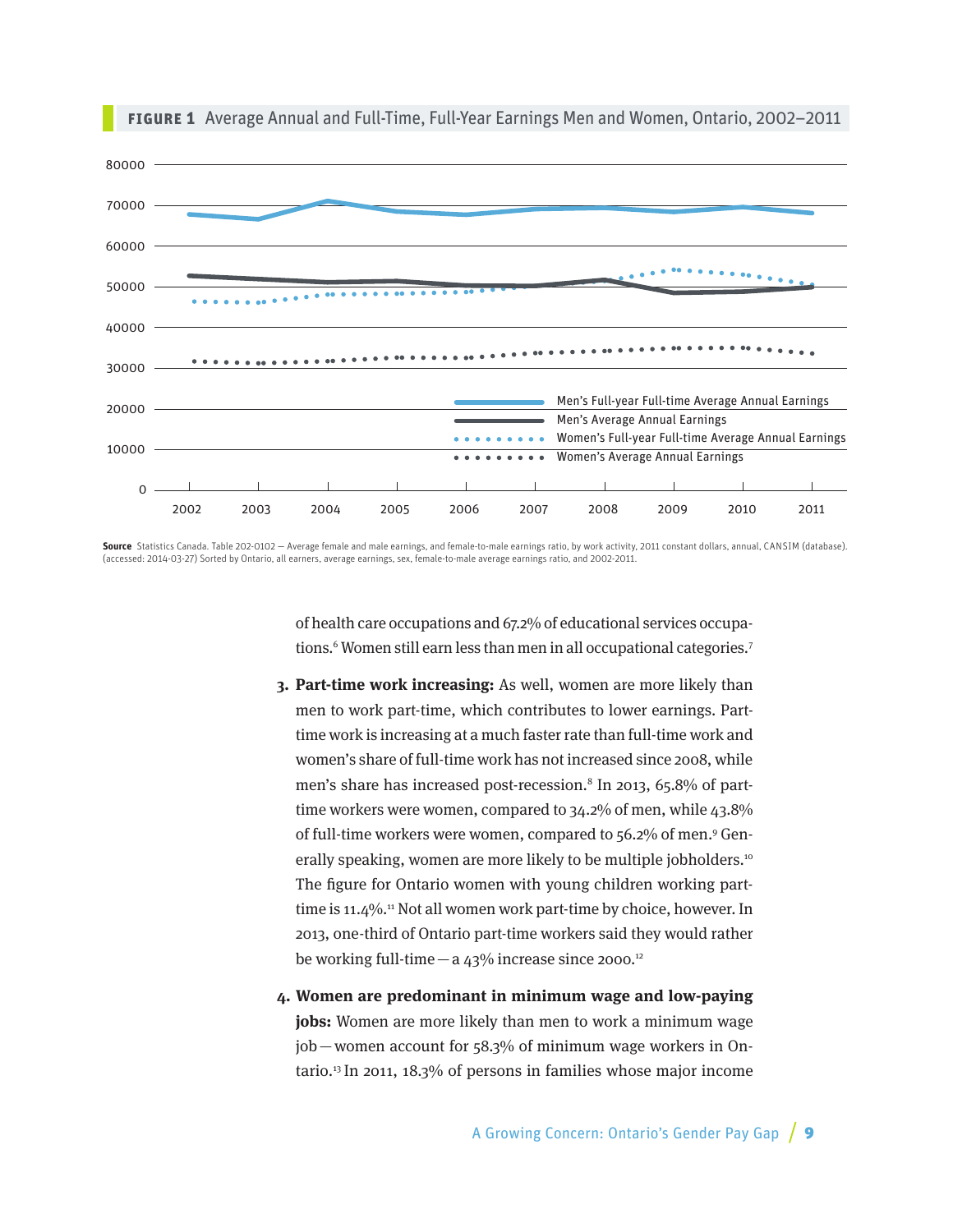**FIGURE 1** Average Annual and Full-Time, Full-Year Earnings Men and Women, Ontario, 2002–2011

**Source** Statistics Canada. Table 202-0102 — Average female and male earnings, and female-to-male earnings ratio, by work activity, 2011 constant dollars, annual, CANSIM (database). (accessed: 2014-03-27) Sorted by Ontario, all earners, average earnings, sex, female-to-male average earnings ratio, and 2002-2011.

of health care occupations and 67.2% of educational services occupations.[6] Women still earn less than men in all occupational categories.[7]

3. **Part-time work increasing:** As well, women are more likely than men to work part-time, which contributes to lower earnings. Part-time work is increasing at a much faster rate than full-time work and women's share of full-time work has not increased since 2008, while men's share has increased post-recession.[8] In 2013, 65.8% of part-time workers were women, compared to 34.2% of men, while 43.8% of full-time workers were women, compared to 56.2% of men.[9] Generally speaking, women are more likely to be multiple jobholders.[10] The figure for Ontario women with young children working part-time is 11.4%.[11] Not all women work part-time by choice, however. In 2013, one-third of Ontario part-time workers said they would rather be working full-time — a 43% increase since 2000.[12]

4. **Women are predominant in minimum wage and low-paying jobs:** Women are more likely than men to work a minimum wage job — women account for 58.3% of minimum wage workers in Ontario.[13] In 2011, 18.3% of persons in families whose major income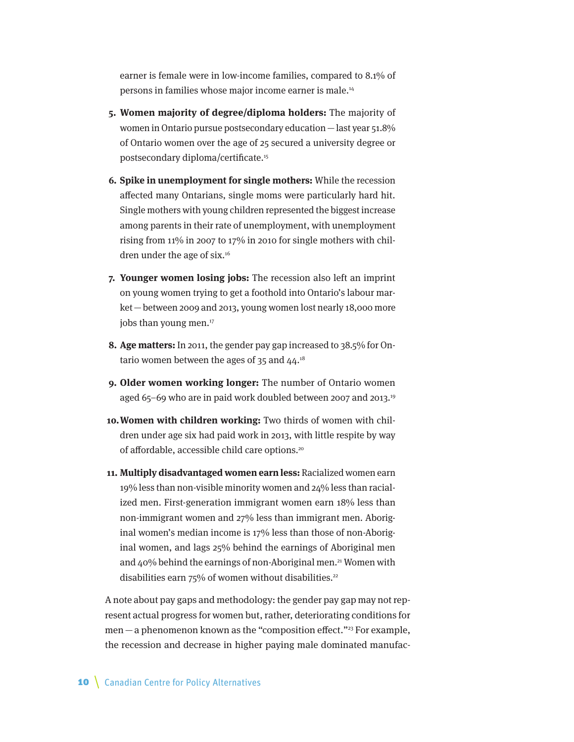earner is female were in low-income families, compared to 8.1% of persons in families whose major income earner is male.[14]

5. **Women majority of degree/diploma holders:** The majority of women in Ontario pursue postsecondary education — last year 51.8% of Ontario women over the age of 25 secured a university degree or postsecondary diploma/certificate.[15]

6. **Spike in unemployment for single mothers:** While the recession affected many Ontarians, single moms were particularly hard hit. Single mothers with young children represented the biggest increase among parents in their rate of unemployment, with unemployment rising from 11% in 2007 to 17% in 2010 for single mothers with children under the age of six.[16]

7. **Younger women losing jobs:** The recession also left an imprint on young women trying to get a foothold into Ontario's labour market — between 2009 and 2013, young women lost nearly 18,000 more jobs than young men.[17]

8. **Age matters:** In 2011, the gender pay gap increased to 38.5% for Ontario women between the ages of 35 and 44.[18]

9. **Older women working longer:** The number of Ontario women aged 65–69 who are in paid work doubled between 2007 and 2013.[19]

10. **Women with children working:** Two thirds of women with children under age six had paid work in 2013, with little respite by way of affordable, accessible child care options.[20]

11. **Multiply disadvantaged women earn less:** Racialized women earn 19% less than non-visible minority women and 24% less than racialized men. First-generation immigrant women earn 18% less than non-immigrant women and 27% less than immigrant men. Aboriginal women's median income is 17% less than those of non-Aboriginal women, and lags 25% behind the earnings of Aboriginal men and 40% behind the earnings of non-Aboriginal men.[21] Women with disabilities earn 75% of women without disabilities.[22]

A note about pay gaps and methodology: the gender pay gap may not represent actual progress for women but, rather, deteriorating conditions for men — a phenomenon known as the "composition effect."[23] For example, the recession and decrease in higher paying male dominated manufac-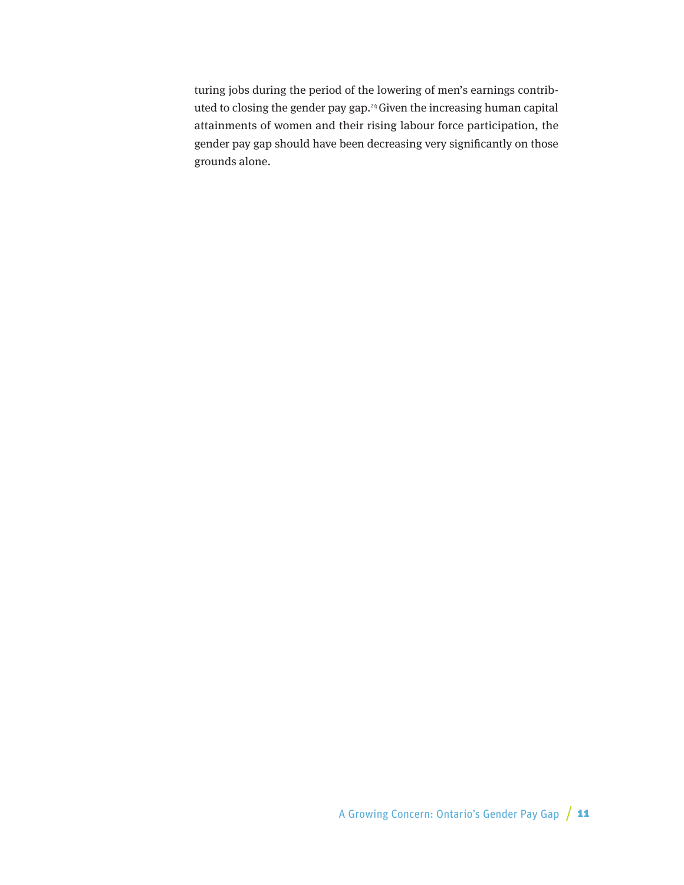turing jobs during the period of the lowering of men's earnings contributed to closing the gender pay gap.[24] Given the increasing human capital attainments of women and their rising labour force participation, the gender pay gap should have been decreasing very significantly on those grounds alone.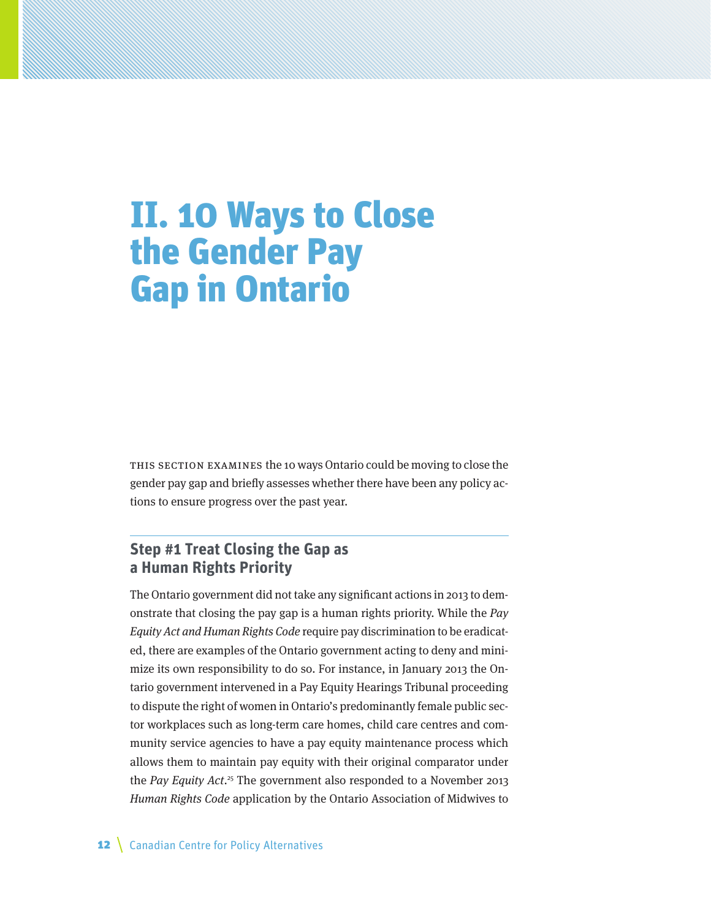# II. 10 Ways to Close the Gender Pay Gap in Ontario

THIS SECTION EXAMINES the 10 ways Ontario could be moving to close the gender pay gap and briefly assesses whether there have been any policy actions to ensure progress over the past year.

## Step #1 Treat Closing the Gap as a Human Rights Priority

The Ontario government did not take any significant actions in 2013 to demonstrate that closing the pay gap is a human rights priority. While the *Pay Equity Act and Human Rights Code* require pay discrimination to be eradicated, there are examples of the Ontario government acting to deny and minimize its own responsibility to do so. For instance, in January 2013 the Ontario government intervened in a Pay Equity Hearings Tribunal proceeding to dispute the right of women in Ontario's predominantly female public sector workplaces such as long-term care homes, child care centres and community service agencies to have a pay equity maintenance process which allows them to maintain pay equity with their original comparator under the *Pay Equity Act*.[25] The government also responded to a November 2013 *Human Rights Code* application by the Ontario Association of Midwives to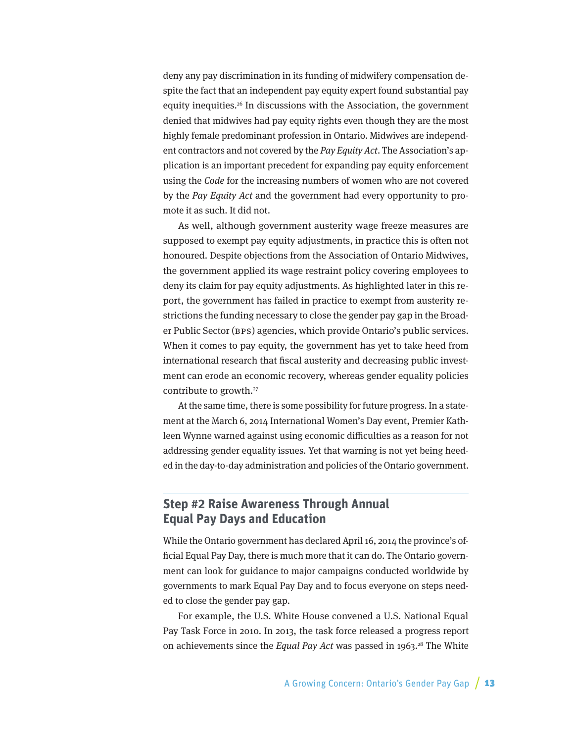deny any pay discrimination in its funding of midwifery compensation despite the fact that an independent pay equity expert found substantial pay equity inequities.[26] In discussions with the Association, the government denied that midwives had pay equity rights even though they are the most highly female predominant profession in Ontario. Midwives are independent contractors and not covered by the *Pay Equity Act*. The Association's application is an important precedent for expanding pay equity enforcement using the *Code* for the increasing numbers of women who are not covered by the *Pay Equity Act* and the government had every opportunity to promote it as such. It did not.

As well, although government austerity wage freeze measures are supposed to exempt pay equity adjustments, in practice this is often not honoured. Despite objections from the Association of Ontario Midwives, the government applied its wage restraint policy covering employees to deny its claim for pay equity adjustments. As highlighted later in this report, the government has failed in practice to exempt from austerity restrictions the funding necessary to close the gender pay gap in the Broader Public Sector (BPS) agencies, which provide Ontario's public services. When it comes to pay equity, the government has yet to take heed from international research that fiscal austerity and decreasing public investment can erode an economic recovery, whereas gender equality policies contribute to growth.[27]

At the same time, there is some possibility for future progress. In a statement at the March 6, 2014 International Women's Day event, Premier Kathleen Wynne warned against using economic difficulties as a reason for not addressing gender equality issues. Yet that warning is not yet being heeded in the day-to-day administration and policies of the Ontario government.

## Step #2 Raise Awareness Through Annual Equal Pay Days and Education

While the Ontario government has declared April 16, 2014 the province's official Equal Pay Day, there is much more that it can do. The Ontario government can look for guidance to major campaigns conducted worldwide by governments to mark Equal Pay Day and to focus everyone on steps needed to close the gender pay gap.

For example, the U.S. White House convened a U.S. National Equal Pay Task Force in 2010. In 2013, the task force released a progress report on achievements since the *Equal Pay Act* was passed in 1963.[28] The White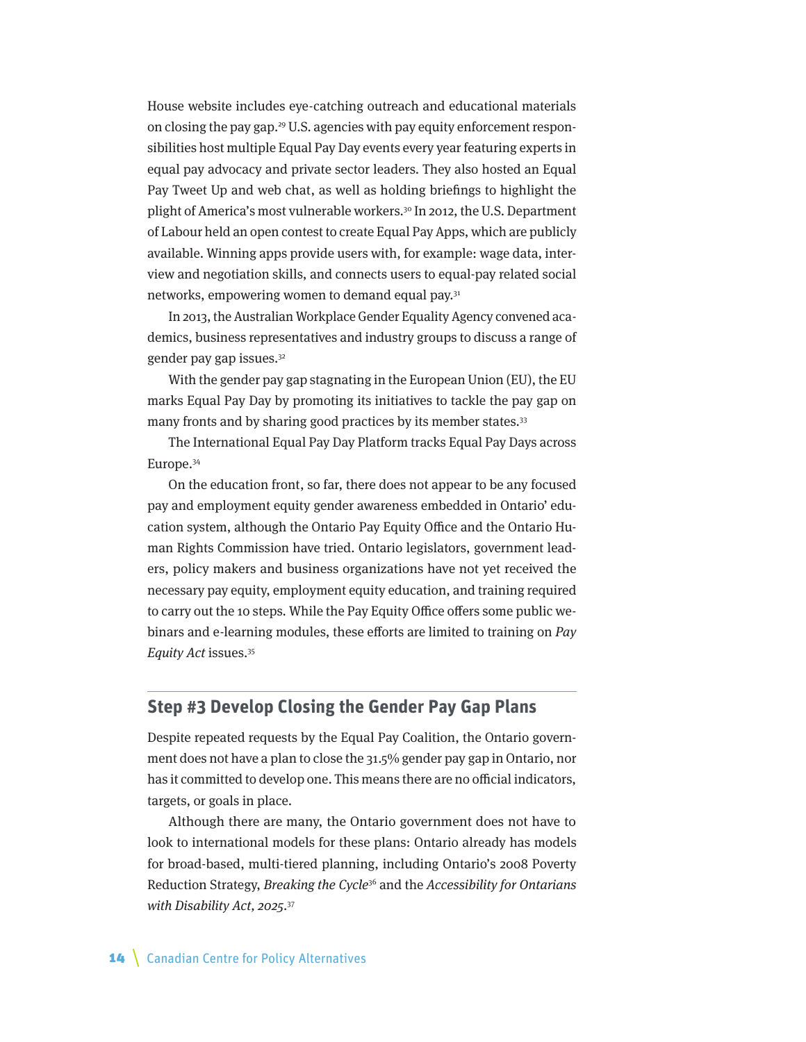House website includes eye-catching outreach and educational materials on closing the pay gap.[29] U.S. agencies with pay equity enforcement responsibilities host multiple Equal Pay Day events every year featuring experts in equal pay advocacy and private sector leaders. They also hosted an Equal Pay Tweet Up and web chat, as well as holding briefings to highlight the plight of America's most vulnerable workers.[30] In 2012, the U.S. Department of Labour held an open contest to create Equal Pay Apps, which are publicly available. Winning apps provide users with, for example: wage data, interview and negotiation skills, and connects users to equal-pay related social networks, empowering women to demand equal pay.[31]

In 2013, the Australian Workplace Gender Equality Agency convened academics, business representatives and industry groups to discuss a range of gender pay gap issues.[32]

With the gender pay gap stagnating in the European Union (EU), the EU marks Equal Pay Day by promoting its initiatives to tackle the pay gap on many fronts and by sharing good practices by its member states.[33]

The International Equal Pay Day Platform tracks Equal Pay Days across Europe.[34]

On the education front, so far, there does not appear to be any focused pay and employment equity gender awareness embedded in Ontario' education system, although the Ontario Pay Equity Office and the Ontario Human Rights Commission have tried. Ontario legislators, government leaders, policy makers and business organizations have not yet received the necessary pay equity, employment equity education, and training required to carry out the 10 steps. While the Pay Equity Office offers some public webinars and e-learning modules, these efforts are limited to training on *Pay Equity Act* issues.[35]

## Step #3 Develop Closing the Gender Pay Gap Plans

Despite repeated requests by the Equal Pay Coalition, the Ontario government does not have a plan to close the 31.5% gender pay gap in Ontario, nor has it committed to develop one. This means there are no official indicators, targets, or goals in place.

Although there are many, the Ontario government does not have to look to international models for these plans: Ontario already has models for broad-based, multi-tiered planning, including Ontario's 2008 Poverty Reduction Strategy, *Breaking the Cycle*[36] and the *Accessibility for Ontarians with Disability Act, 2025*.[37]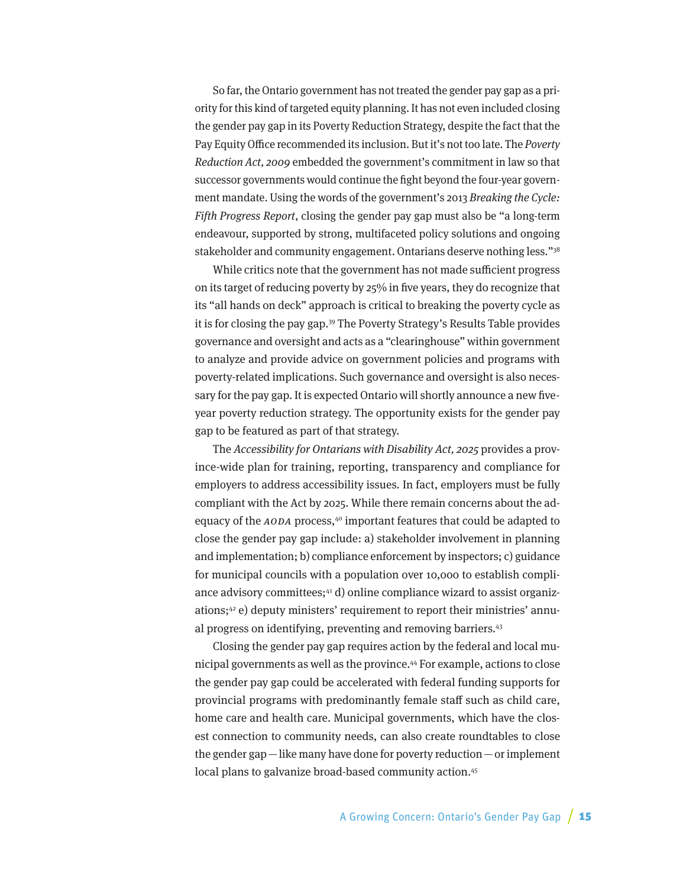So far, the Ontario government has not treated the gender pay gap as a priority for this kind of targeted equity planning. It has not even included closing the gender pay gap in its Poverty Reduction Strategy, despite the fact that the Pay Equity Office recommended its inclusion. But it's not too late. The *Poverty Reduction Act, 2009* embedded the government's commitment in law so that successor governments would continue the fight beyond the four-year government mandate. Using the words of the government's 2013 *Breaking the Cycle: Fifth Progress Report*, closing the gender pay gap must also be "a long-term endeavour, supported by strong, multifaceted policy solutions and ongoing stakeholder and community engagement. Ontarians deserve nothing less."[38]

While critics note that the government has not made sufficient progress on its target of reducing poverty by 25% in five years, they do recognize that its "all hands on deck" approach is critical to breaking the poverty cycle as it is for closing the pay gap.[39] The Poverty Strategy's Results Table provides governance and oversight and acts as a "clearinghouse" within government to analyze and provide advice on government policies and programs with poverty-related implications. Such governance and oversight is also necessary for the pay gap. It is expected Ontario will shortly announce a new five-year poverty reduction strategy. The opportunity exists for the gender pay gap to be featured as part of that strategy.

The *Accessibility for Ontarians with Disability Act, 2025* provides a province-wide plan for training, reporting, transparency and compliance for employers to address accessibility issues. In fact, employers must be fully compliant with the Act by 2025. While there remain concerns about the adequacy of the *AODA* process,[40] important features that could be adapted to close the gender pay gap include: a) stakeholder involvement in planning and implementation; b) compliance enforcement by inspectors; c) guidance for municipal councils with a population over 10,000 to establish compliance advisory committees;[41] d) online compliance wizard to assist organizations;[42] e) deputy ministers' requirement to report their ministries' annual progress on identifying, preventing and removing barriers.[43]

Closing the gender pay gap requires action by the federal and local municipal governments as well as the province.[44] For example, actions to close the gender pay gap could be accelerated with federal funding supports for provincial programs with predominantly female staff such as child care, home care and health care. Municipal governments, which have the closest connection to community needs, can also create roundtables to close the gender gap — like many have done for poverty reduction — or implement local plans to galvanize broad-based community action.[45]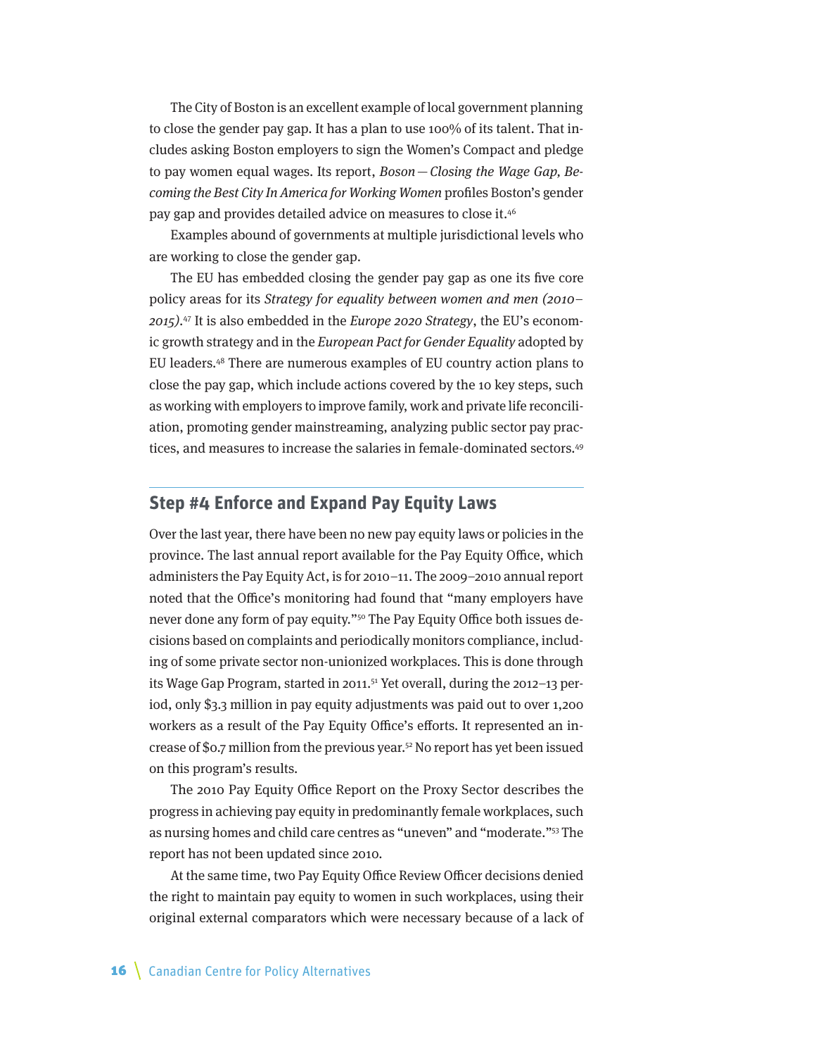The City of Boston is an excellent example of local government planning to close the gender pay gap. It has a plan to use 100% of its talent. That includes asking Boston employers to sign the Women's Compact and pledge to pay women equal wages. Its report, *Boson — Closing the Wage Gap, Becoming the Best City In America for Working Women* profiles Boston's gender pay gap and provides detailed advice on measures to close it.[46]

Examples abound of governments at multiple jurisdictional levels who are working to close the gender gap.

The EU has embedded closing the gender pay gap as one its five core policy areas for its *Strategy for equality between women and men (2010–2015)*.[47] It is also embedded in the *Europe 2020 Strategy*, the EU's economic growth strategy and in the *European Pact for Gender Equality* adopted by EU leaders.[48] There are numerous examples of EU country action plans to close the pay gap, which include actions covered by the 10 key steps, such as working with employers to improve family, work and private life reconciliation, promoting gender mainstreaming, analyzing public sector pay practices, and measures to increase the salaries in female-dominated sectors.[49]

## Step #4 Enforce and Expand Pay Equity Laws

Over the last year, there have been no new pay equity laws or policies in the province. The last annual report available for the Pay Equity Office, which administers the Pay Equity Act, is for 2010–11. The 2009–2010 annual report noted that the Office's monitoring had found that "many employers have never done any form of pay equity."[50] The Pay Equity Office both issues decisions based on complaints and periodically monitors compliance, including of some private sector non-unionized workplaces. This is done through its Wage Gap Program, started in 2011.[51] Yet overall, during the 2012–13 period, only $3.3 million in pay equity adjustments was paid out to over 1,200 workers as a result of the Pay Equity Office's efforts. It represented an increase of $0.7 million from the previous year.[52] No report has yet been issued on this program's results.

The 2010 Pay Equity Office Report on the Proxy Sector describes the progress in achieving pay equity in predominantly female workplaces, such as nursing homes and child care centres as "uneven" and "moderate."[53] The report has not been updated since 2010.

At the same time, two Pay Equity Office Review Officer decisions denied the right to maintain pay equity to women in such workplaces, using their original external comparators which were necessary because of a lack of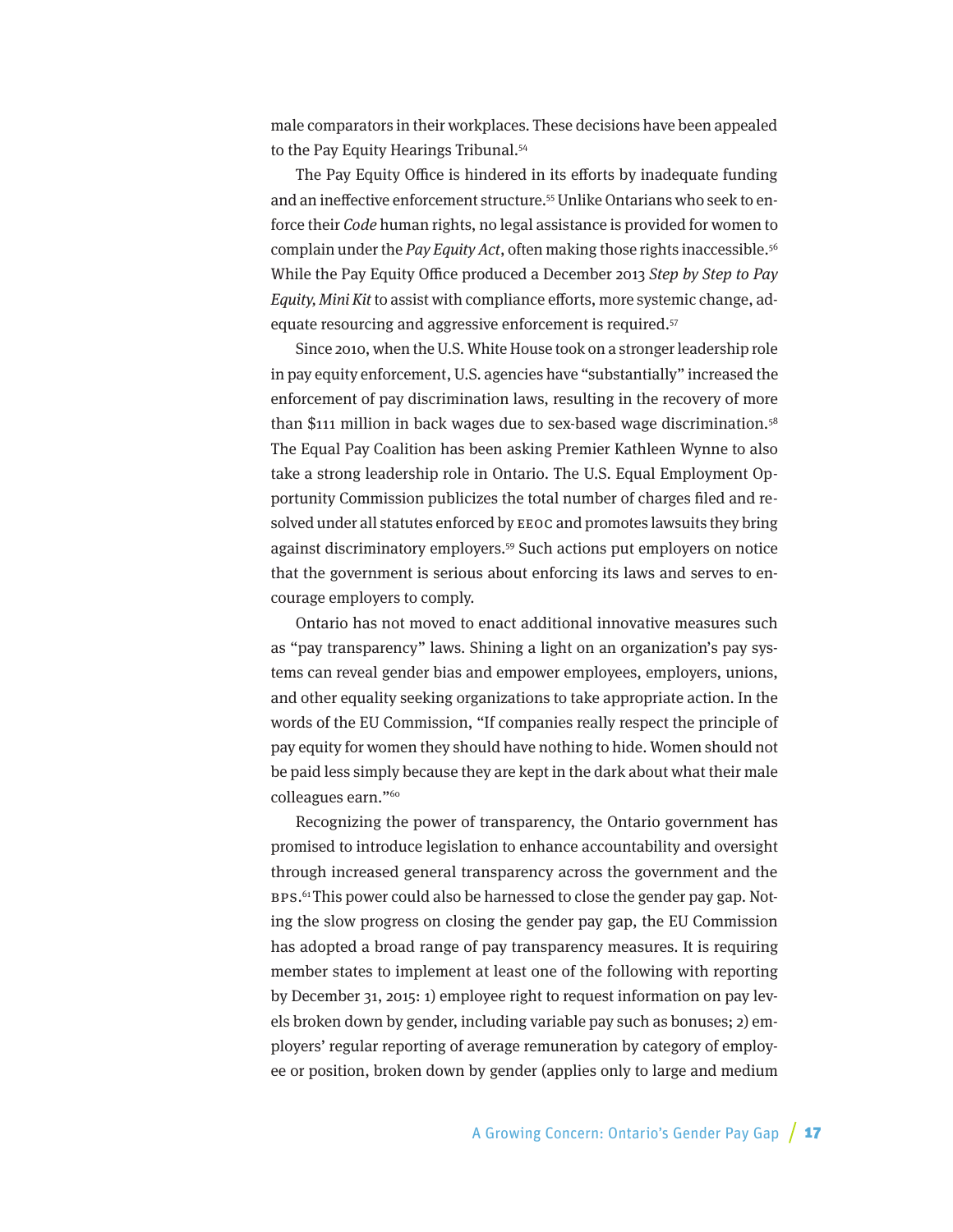male comparators in their workplaces. These decisions have been appealed to the Pay Equity Hearings Tribunal.[54]

The Pay Equity Office is hindered in its efforts by inadequate funding and an ineffective enforcement structure.[55] Unlike Ontarians who seek to enforce their *Code* human rights, no legal assistance is provided for women to complain under the *Pay Equity Act*, often making those rights inaccessible.[56] While the Pay Equity Office produced a December 2013 *Step by Step to Pay Equity, Mini Kit* to assist with compliance efforts, more systemic change, adequate resourcing and aggressive enforcement is required.[57]

Since 2010, when the U.S. White House took on a stronger leadership role in pay equity enforcement, U.S. agencies have "substantially" increased the enforcement of pay discrimination laws, resulting in the recovery of more than $111 million in back wages due to sex-based wage discrimination.[58] The Equal Pay Coalition has been asking Premier Kathleen Wynne to also take a strong leadership role in Ontario. The U.S. Equal Employment Opportunity Commission publicizes the total number of charges filed and resolved under all statutes enforced by EEOC and promotes lawsuits they bring against discriminatory employers.[59] Such actions put employers on notice that the government is serious about enforcing its laws and serves to encourage employers to comply.

Ontario has not moved to enact additional innovative measures such as "pay transparency" laws. Shining a light on an organization's pay systems can reveal gender bias and empower employees, employers, unions, and other equality seeking organizations to take appropriate action. In the words of the EU Commission, "If companies really respect the principle of pay equity for women they should have nothing to hide. Women should not be paid less simply because they are kept in the dark about what their male colleagues earn."[60]

Recognizing the power of transparency, the Ontario government has promised to introduce legislation to enhance accountability and oversight through increased general transparency across the government and the BPS.[61] This power could also be harnessed to close the gender pay gap. Noting the slow progress on closing the gender pay gap, the EU Commission has adopted a broad range of pay transparency measures. It is requiring member states to implement at least one of the following with reporting by December 31, 2015: 1) employee right to request information on pay levels broken down by gender, including variable pay such as bonuses; 2) employers' regular reporting of average remuneration by category of employee or position, broken down by gender (applies only to large and medium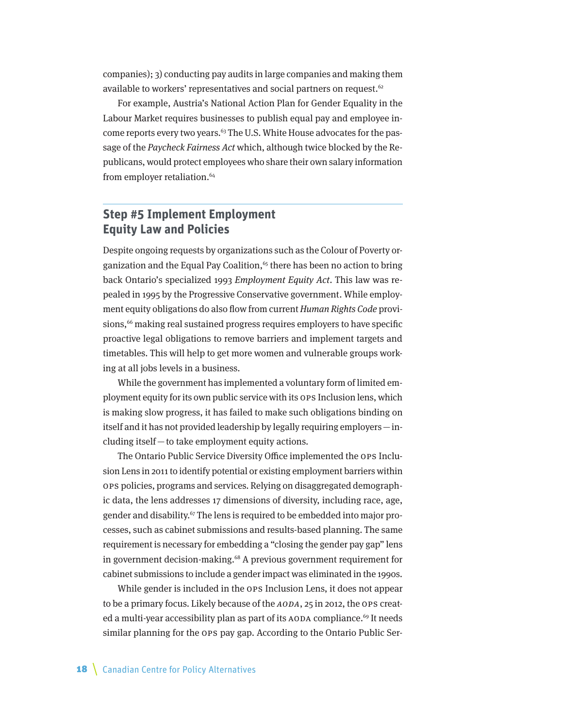companies); 3) conducting pay audits in large companies and making them available to workers' representatives and social partners on request.[62]

For example, Austria's National Action Plan for Gender Equality in the Labour Market requires businesses to publish equal pay and employee income reports every two years.[63] The U.S. White House advocates for the passage of the *Paycheck Fairness Act* which, although twice blocked by the Republicans, would protect employees who share their own salary information from employer retaliation.[64]

## Step #5 Implement Employment Equity Law and Policies

Despite ongoing requests by organizations such as the Colour of Poverty organization and the Equal Pay Coalition,[65] there has been no action to bring back Ontario's specialized 1993 *Employment Equity Act*. This law was repealed in 1995 by the Progressive Conservative government. While employment equity obligations do also flow from current *Human Rights Code* provisions,[66] making real sustained progress requires employers to have specific proactive legal obligations to remove barriers and implement targets and timetables. This will help to get more women and vulnerable groups working at all jobs levels in a business.

While the government has implemented a voluntary form of limited employment equity for its own public service with its OPS Inclusion lens, which is making slow progress, it has failed to make such obligations binding on itself and it has not provided leadership by legally requiring employers — including itself — to take employment equity actions.

The Ontario Public Service Diversity Office implemented the OPS Inclusion Lens in 2011 to identify potential or existing employment barriers within OPS policies, programs and services. Relying on disaggregated demographic data, the lens addresses 17 dimensions of diversity, including race, age, gender and disability.[67] The lens is required to be embedded into major processes, such as cabinet submissions and results-based planning. The same requirement is necessary for embedding a "closing the gender pay gap" lens in government decision-making.[68] A previous government requirement for cabinet submissions to include a gender impact was eliminated in the 1990s.

While gender is included in the OPS Inclusion Lens, it does not appear to be a primary focus. Likely because of the *AODA*, 25 in 2012, the OPS created a multi-year accessibility plan as part of its AODA compliance.[69] It needs similar planning for the OPS pay gap. According to the Ontario Public Ser-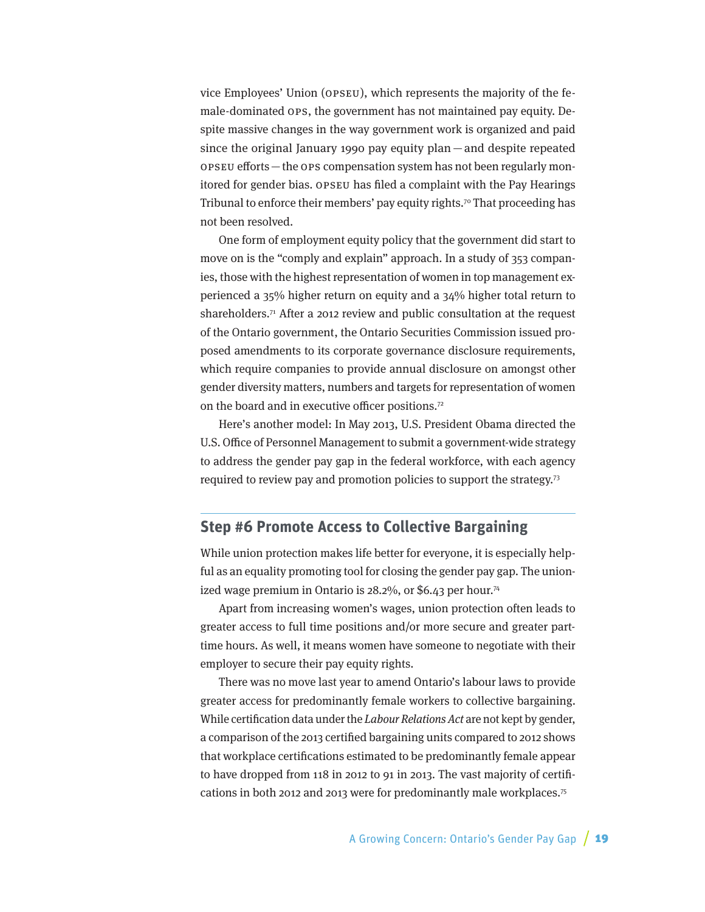vice Employees' Union (OPSEU), which represents the majority of the female-dominated OPS, the government has not maintained pay equity. Despite massive changes in the way government work is organized and paid since the original January 1990 pay equity plan — and despite repeated OPSEU efforts — the OPS compensation system has not been regularly monitored for gender bias. OPSEU has filed a complaint with the Pay Hearings Tribunal to enforce their members' pay equity rights.[70] That proceeding has not been resolved.

One form of employment equity policy that the government did start to move on is the "comply and explain" approach. In a study of 353 companies, those with the highest representation of women in top management experienced a 35% higher return on equity and a 34% higher total return to shareholders.[71] After a 2012 review and public consultation at the request of the Ontario government, the Ontario Securities Commission issued proposed amendments to its corporate governance disclosure requirements, which require companies to provide annual disclosure on amongst other gender diversity matters, numbers and targets for representation of women on the board and in executive officer positions.[72]

Here's another model: In May 2013, U.S. President Obama directed the U.S. Office of Personnel Management to submit a government-wide strategy to address the gender pay gap in the federal workforce, with each agency required to review pay and promotion policies to support the strategy.[73]

## Step #6 Promote Access to Collective Bargaining

While union protection makes life better for everyone, it is especially helpful as an equality promoting tool for closing the gender pay gap. The unionized wage premium in Ontario is 28.2%, or $6.43 per hour.[74]

Apart from increasing women's wages, union protection often leads to greater access to full time positions and/or more secure and greater part-time hours. As well, it means women have someone to negotiate with their employer to secure their pay equity rights.

There was no move last year to amend Ontario's labour laws to provide greater access for predominantly female workers to collective bargaining. While certification data under the *Labour Relations Act* are not kept by gender, a comparison of the 2013 certified bargaining units compared to 2012 shows that workplace certifications estimated to be predominantly female appear to have dropped from 118 in 2012 to 91 in 2013. The vast majority of certifications in both 2012 and 2013 were for predominantly male workplaces.[75]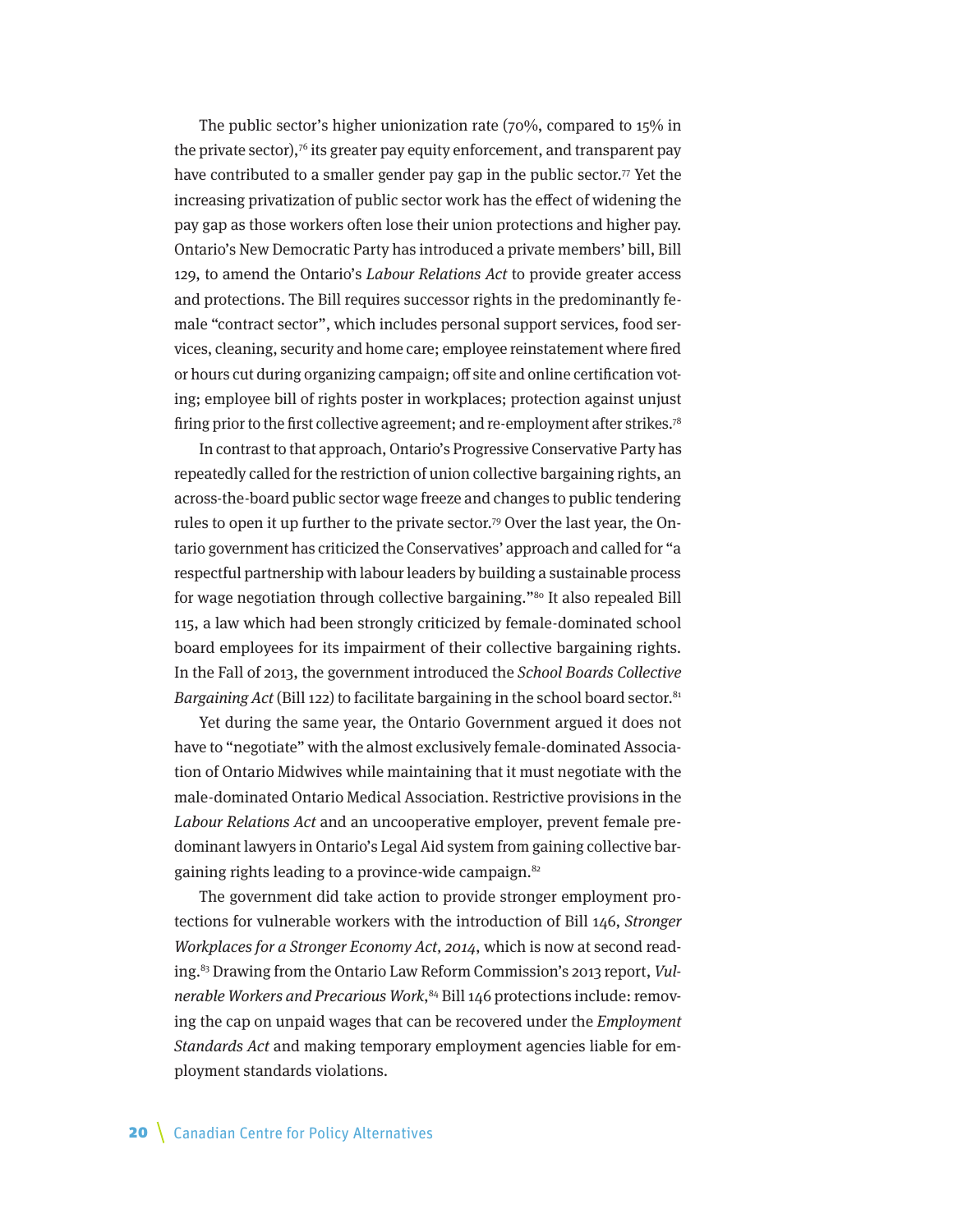The public sector's higher unionization rate (70%, compared to 15% in the private sector),[76] its greater pay equity enforcement, and transparent pay have contributed to a smaller gender pay gap in the public sector.[77] Yet the increasing privatization of public sector work has the effect of widening the pay gap as those workers often lose their union protections and higher pay. Ontario's New Democratic Party has introduced a private members' bill, Bill 129, to amend the Ontario's *Labour Relations Act* to provide greater access and protections. The Bill requires successor rights in the predominantly female "contract sector", which includes personal support services, food services, cleaning, security and home care; employee reinstatement where fired or hours cut during organizing campaign; off site and online certification voting; employee bill of rights poster in workplaces; protection against unjust firing prior to the first collective agreement; and re-employment after strikes.[78]

In contrast to that approach, Ontario's Progressive Conservative Party has repeatedly called for the restriction of union collective bargaining rights, an across-the-board public sector wage freeze and changes to public tendering rules to open it up further to the private sector.[79] Over the last year, the Ontario government has criticized the Conservatives' approach and called for "a respectful partnership with labour leaders by building a sustainable process for wage negotiation through collective bargaining."[80] It also repealed Bill 115, a law which had been strongly criticized by female-dominated school board employees for its impairment of their collective bargaining rights. In the Fall of 2013, the government introduced the *School Boards Collective Bargaining Act* (Bill 122) to facilitate bargaining in the school board sector.[81]

Yet during the same year, the Ontario Government argued it does not have to "negotiate" with the almost exclusively female-dominated Association of Ontario Midwives while maintaining that it must negotiate with the male-dominated Ontario Medical Association. Restrictive provisions in the *Labour Relations Act* and an uncooperative employer, prevent female predominant lawyers in Ontario's Legal Aid system from gaining collective bargaining rights leading to a province-wide campaign.[82]

The government did take action to provide stronger employment protections for vulnerable workers with the introduction of Bill 146, *Stronger Workplaces for a Stronger Economy Act, 2014*, which is now at second reading.[83] Drawing from the Ontario Law Reform Commission's 2013 report, *Vulnerable Workers and Precarious Work*,[84] Bill 146 protections include: removing the cap on unpaid wages that can be recovered under the *Employment Standards Act* and making temporary employment agencies liable for employment standards violations.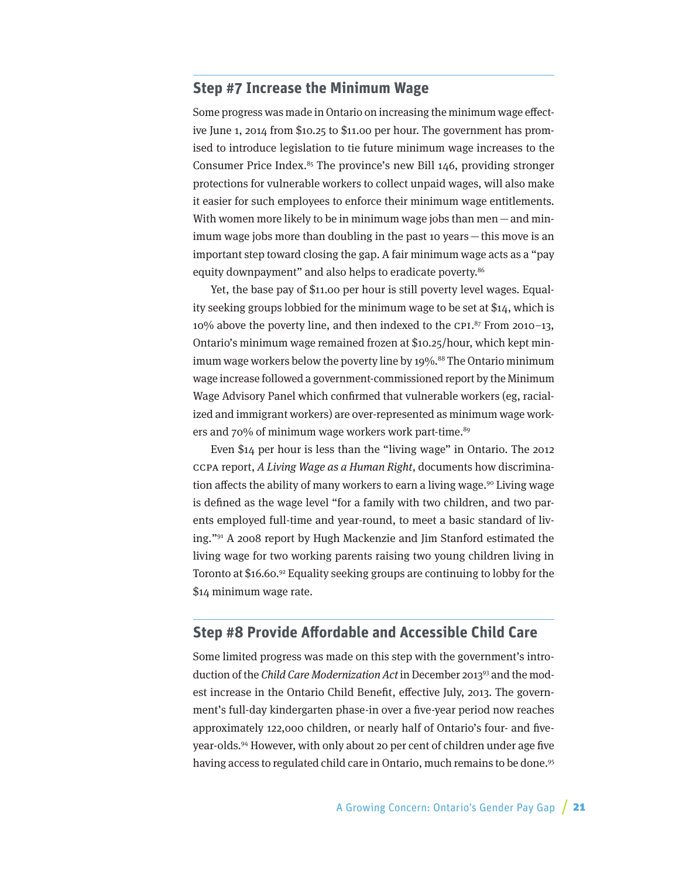## Step #7 Increase the Minimum Wage

Some progress was made in Ontario on increasing the minimum wage effective June 1, 2014 from $10.25 to $11.00 per hour. The government has promised to introduce legislation to tie future minimum wage increases to the Consumer Price Index.[85] The province's new Bill 146, providing stronger protections for vulnerable workers to collect unpaid wages, will also make it easier for such employees to enforce their minimum wage entitlements. With women more likely to be in minimum wage jobs than men — and minimum wage jobs more than doubling in the past 10 years — this move is an important step toward closing the gap. A fair minimum wage acts as a "pay equity downpayment" and also helps to eradicate poverty.[86]

Yet, the base pay of $11.00 per hour is still poverty level wages. Equality seeking groups lobbied for the minimum wage to be set at $14, which is 10% above the poverty line, and then indexed to the CPI.[87] From 2010–13, Ontario's minimum wage remained frozen at $10.25/hour, which kept minimum wage workers below the poverty line by 19%.[88] The Ontario minimum wage increase followed a government-commissioned report by the Minimum Wage Advisory Panel which confirmed that vulnerable workers (eg, racialized and immigrant workers) are over-represented as minimum wage workers and 70% of minimum wage workers work part-time.[89]

Even $14 per hour is less than the "living wage" in Ontario. The 2012 CCPA report, *A Living Wage as a Human Right*, documents how discrimination affects the ability of many workers to earn a living wage.[90] Living wage is defined as the wage level "for a family with two children, and two parents employed full-time and year-round, to meet a basic standard of living."[91] A 2008 report by Hugh Mackenzie and Jim Stanford estimated the living wage for two working parents raising two young children living in Toronto at $16.60.[92] Equality seeking groups are continuing to lobby for the $14 minimum wage rate.

## Step #8 Provide Affordable and Accessible Child Care

Some limited progress was made on this step with the government's introduction of the *Child Care Modernization Act* in December 2013[93] and the modest increase in the Ontario Child Benefit, effective July, 2013. The government's full-day kindergarten phase-in over a five-year period now reaches approximately 122,000 children, or nearly half of Ontario's four- and five-year-olds.[94] However, with only about 20 per cent of children under age five having access to regulated child care in Ontario, much remains to be done.[95]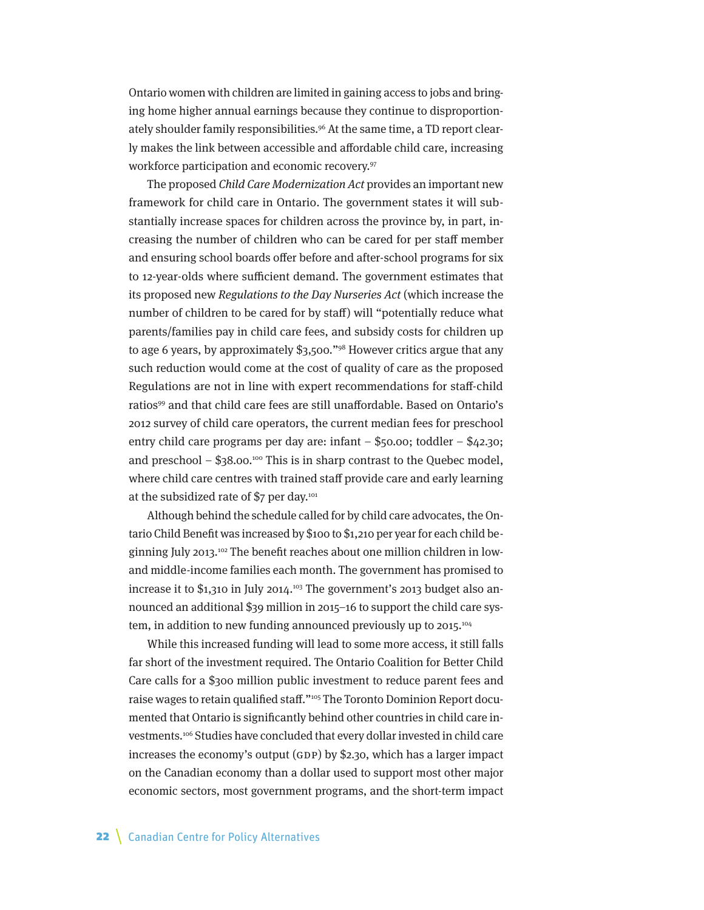Ontario women with children are limited in gaining access to jobs and bringing home higher annual earnings because they continue to disproportionately shoulder family responsibilities.[96] At the same time, a TD report clearly makes the link between accessible and affordable child care, increasing workforce participation and economic recovery.[97]

The proposed *Child Care Modernization Act* provides an important new framework for child care in Ontario. The government states it will substantially increase spaces for children across the province by, in part, increasing the number of children who can be cared for per staff member and ensuring school boards offer before and after-school programs for six to 12-year-olds where sufficient demand. The government estimates that its proposed new *Regulations to the Day Nurseries Act* (which increase the number of children to be cared for by staff) will "potentially reduce what parents/families pay in child care fees, and subsidy costs for children up to age 6 years, by approximately $3,500."[98] However critics argue that any such reduction would come at the cost of quality of care as the proposed Regulations are not in line with expert recommendations for staff-child ratios[99] and that child care fees are still unaffordable. Based on Ontario's 2012 survey of child care operators, the current median fees for preschool entry child care programs per day are: infant – $50.00; toddler – $42.30; and preschool – $38.00.[100] This is in sharp contrast to the Quebec model, where child care centres with trained staff provide care and early learning at the subsidized rate of $7 per day.[101]

Although behind the schedule called for by child care advocates, the Ontario Child Benefit was increased by $100 to $1,210 per year for each child beginning July 2013.[102] The benefit reaches about one million children in low- and middle-income families each month. The government has promised to increase it to $1,310 in July 2014.[103] The government's 2013 budget also announced an additional $39 million in 2015–16 to support the child care system, in addition to new funding announced previously up to 2015.[104]

While this increased funding will lead to some more access, it still falls far short of the investment required. The Ontario Coalition for Better Child Care calls for a $300 million public investment to reduce parent fees and raise wages to retain qualified staff."[105] The Toronto Dominion Report documented that Ontario is significantly behind other countries in child care investments.[106] Studies have concluded that every dollar invested in child care increases the economy's output (GDP) by $2.30, which has a larger impact on the Canadian economy than a dollar used to support most other major economic sectors, most government programs, and the short-term impact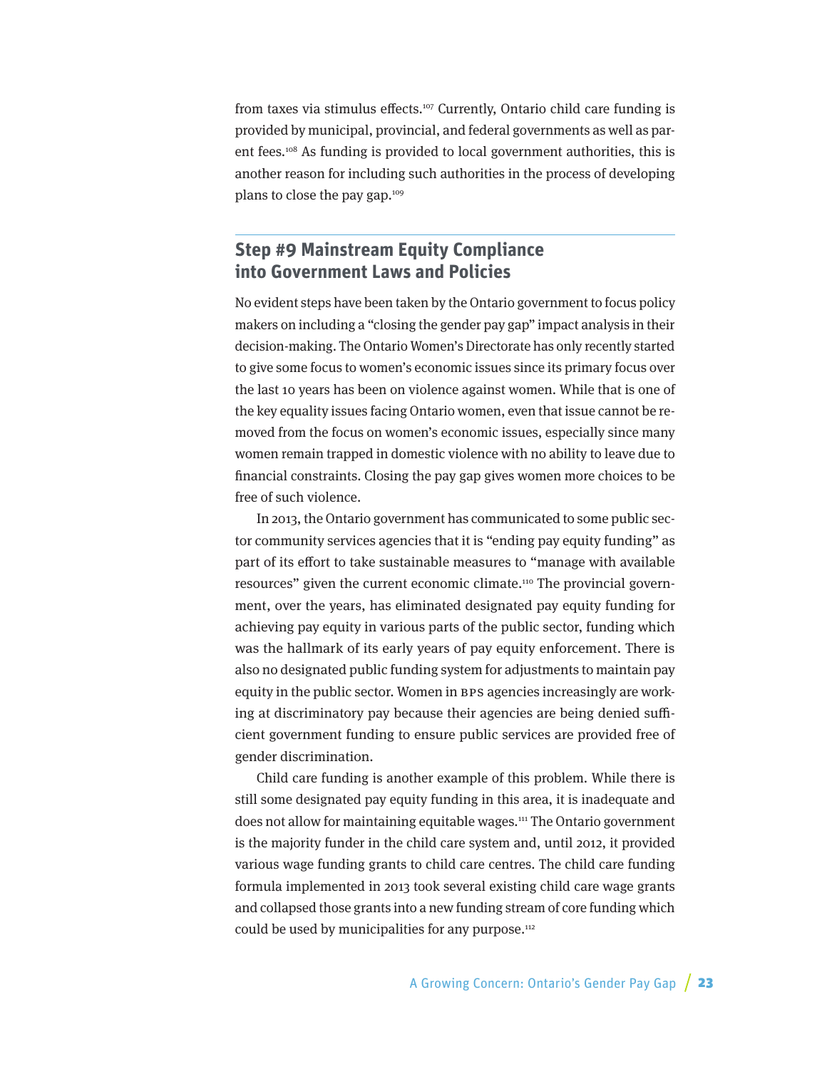from taxes via stimulus effects.[107] Currently, Ontario child care funding is provided by municipal, provincial, and federal governments as well as parent fees.[108] As funding is provided to local government authorities, this is another reason for including such authorities in the process of developing plans to close the pay gap.[109]

## Step #9 Mainstream Equity Compliance into Government Laws and Policies

No evident steps have been taken by the Ontario government to focus policy makers on including a "closing the gender pay gap" impact analysis in their decision-making. The Ontario Women's Directorate has only recently started to give some focus to women's economic issues since its primary focus over the last 10 years has been on violence against women. While that is one of the key equality issues facing Ontario women, even that issue cannot be removed from the focus on women's economic issues, especially since many women remain trapped in domestic violence with no ability to leave due to financial constraints. Closing the pay gap gives women more choices to be free of such violence.

In 2013, the Ontario government has communicated to some public sector community services agencies that it is "ending pay equity funding" as part of its effort to take sustainable measures to "manage with available resources" given the current economic climate.[110] The provincial government, over the years, has eliminated designated pay equity funding for achieving pay equity in various parts of the public sector, funding which was the hallmark of its early years of pay equity enforcement. There is also no designated public funding system for adjustments to maintain pay equity in the public sector. Women in BPS agencies increasingly are working at discriminatory pay because their agencies are being denied sufficient government funding to ensure public services are provided free of gender discrimination.

Child care funding is another example of this problem. While there is still some designated pay equity funding in this area, it is inadequate and does not allow for maintaining equitable wages.[111] The Ontario government is the majority funder in the child care system and, until 2012, it provided various wage funding grants to child care centres. The child care funding formula implemented in 2013 took several existing child care wage grants and collapsed those grants into a new funding stream of core funding which could be used by municipalities for any purpose.[112]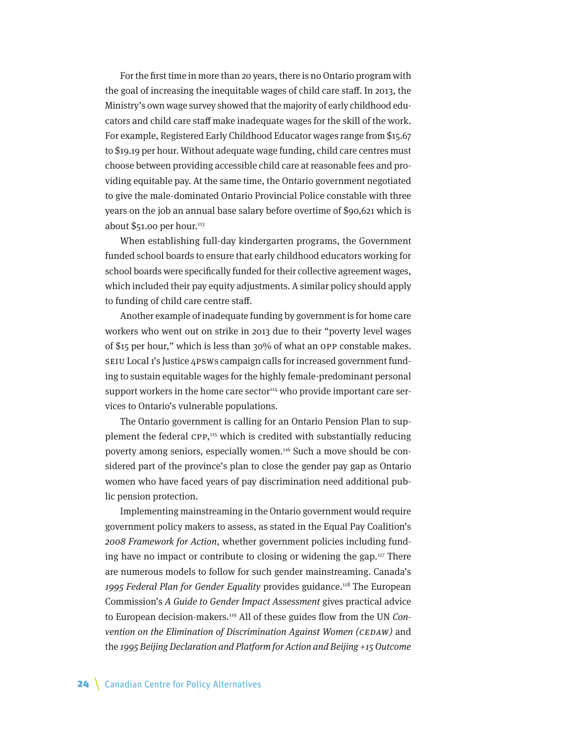For the first time in more than 20 years, there is no Ontario program with the goal of increasing the inequitable wages of child care staff. In 2013, the Ministry's own wage survey showed that the majority of early childhood educators and child care staff make inadequate wages for the skill of the work. For example, Registered Early Childhood Educator wages range from $15.67 to $19.19 per hour. Without adequate wage funding, child care centres must choose between providing accessible child care at reasonable fees and providing equitable pay. At the same time, the Ontario government negotiated to give the male-dominated Ontario Provincial Police constable with three years on the job an annual base salary before overtime of $90,621 which is about $51.00 per hour.[113]

When establishing full-day kindergarten programs, the Government funded school boards to ensure that early childhood educators working for school boards were specifically funded for their collective agreement wages, which included their pay equity adjustments. A similar policy should apply to funding of child care centre staff.

Another example of inadequate funding by government is for home care workers who went out on strike in 2013 due to their "poverty level wages of $15 per hour," which is less than 30% of what an OPP constable makes. SEIU Local 1's Justice 4PSWs campaign calls for increased government funding to sustain equitable wages for the highly female-predominant personal support workers in the home care sector[114] who provide important care services to Ontario's vulnerable populations.

The Ontario government is calling for an Ontario Pension Plan to supplement the federal CPP,[115] which is credited with substantially reducing poverty among seniors, especially women.[116] Such a move should be considered part of the province's plan to close the gender pay gap as Ontario women who have faced years of pay discrimination need additional public pension protection.

Implementing mainstreaming in the Ontario government would require government policy makers to assess, as stated in the Equal Pay Coalition's *2008 Framework for Action*, whether government policies including funding have no impact or contribute to closing or widening the gap.[117] There are numerous models to follow for such gender mainstreaming. Canada's *1995 Federal Plan for Gender Equality* provides guidance.[118] The European Commission's *A Guide to Gender Impact Assessment* gives practical advice to European decision-makers.[119] All of these guides flow from the UN *Convention on the Elimination of Discrimination Against Women (CEDAW)* and the *1995 Beijing Declaration and Platform for Action and Beijing +15 Outcome*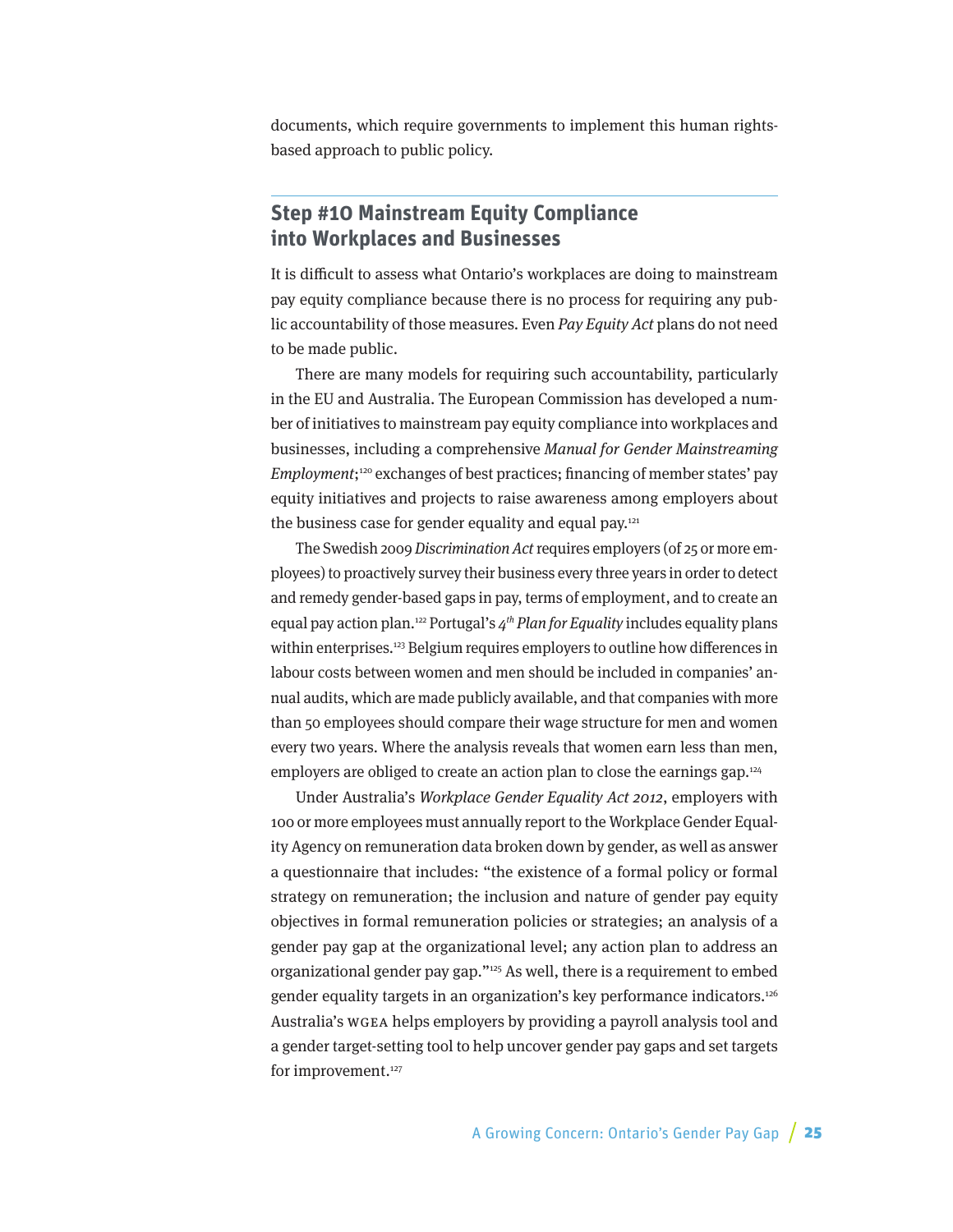documents, which require governments to implement this human rights-based approach to public policy.

## Step #10 Mainstream Equity Compliance into Workplaces and Businesses

It is difficult to assess what Ontario's workplaces are doing to mainstream pay equity compliance because there is no process for requiring any public accountability of those measures. Even *Pay Equity Act* plans do not need to be made public.

There are many models for requiring such accountability, particularly in the EU and Australia. The European Commission has developed a number of initiatives to mainstream pay equity compliance into workplaces and businesses, including a comprehensive *Manual for Gender Mainstreaming Employment*;[120] exchanges of best practices; financing of member states' pay equity initiatives and projects to raise awareness among employers about the business case for gender equality and equal pay.[121]

The Swedish 2009 *Discrimination Act* requires employers (of 25 or more employees) to proactively survey their business every three years in order to detect and remedy gender-based gaps in pay, terms of employment, and to create an equal pay action plan.[122] Portugal's *4th Plan for Equality* includes equality plans within enterprises.[123] Belgium requires employers to outline how differences in labour costs between women and men should be included in companies' annual audits, which are made publicly available, and that companies with more than 50 employees should compare their wage structure for men and women every two years. Where the analysis reveals that women earn less than men, employers are obliged to create an action plan to close the earnings gap.[124]

Under Australia's *Workplace Gender Equality Act 2012*, employers with 100 or more employees must annually report to the Workplace Gender Equality Agency on remuneration data broken down by gender, as well as answer a questionnaire that includes: "the existence of a formal policy or formal strategy on remuneration; the inclusion and nature of gender pay equity objectives in formal remuneration policies or strategies; an analysis of a gender pay gap at the organizational level; any action plan to address an organizational gender pay gap."[125] As well, there is a requirement to embed gender equality targets in an organization's key performance indicators.[126] Australia's WGEA helps employers by providing a payroll analysis tool and a gender target-setting tool to help uncover gender pay gaps and set targets for improvement.[127]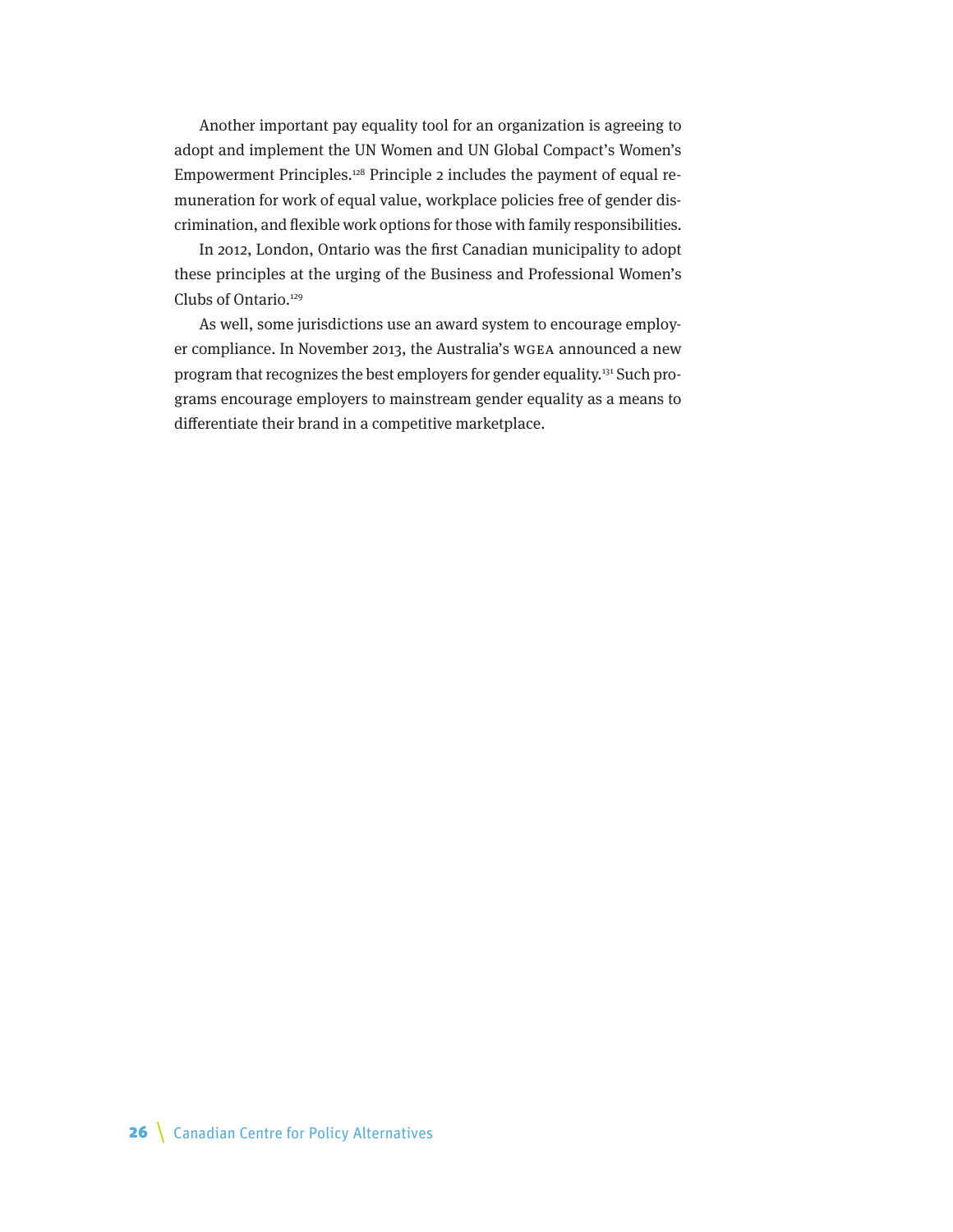Another important pay equality tool for an organization is agreeing to adopt and implement the UN Women and UN Global Compact's Women's Empowerment Principles.[128] Principle 2 includes the payment of equal remuneration for work of equal value, workplace policies free of gender discrimination, and flexible work options for those with family responsibilities.

In 2012, London, Ontario was the first Canadian municipality to adopt these principles at the urging of the Business and Professional Women's Clubs of Ontario.[129]

As well, some jurisdictions use an award system to encourage employer compliance. In November 2013, the Australia's WGEA announced a new program that recognizes the best employers for gender equality.[131] Such programs encourage employers to mainstream gender equality as a means to differentiate their brand in a competitive marketplace.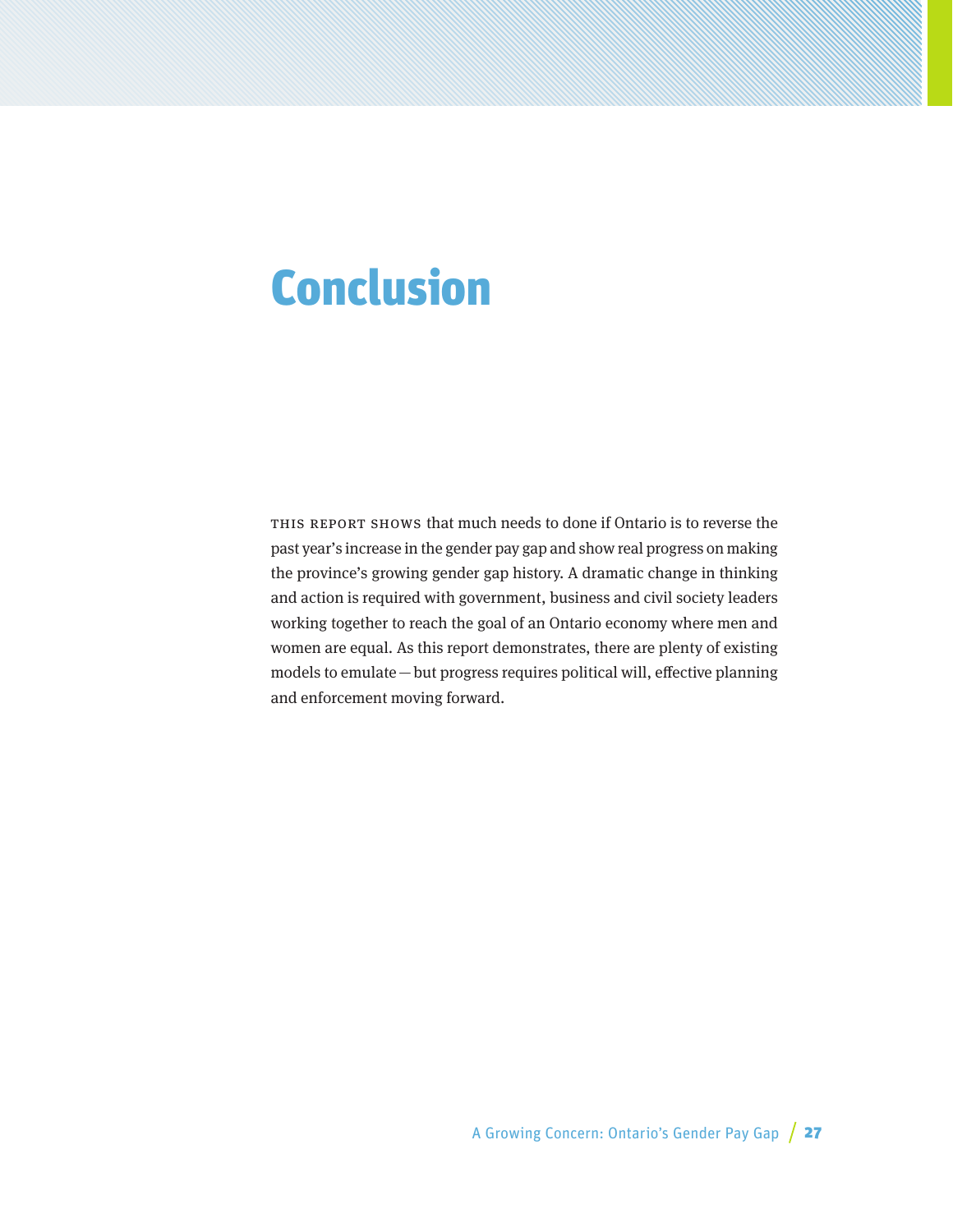# Conclusion

THIS REPORT SHOWS that much needs to done if Ontario is to reverse the past year's increase in the gender pay gap and show real progress on making the province's growing gender gap history. A dramatic change in thinking and action is required with government, business and civil society leaders working together to reach the goal of an Ontario economy where men and women are equal. As this report demonstrates, there are plenty of existing models to emulate — but progress requires political will, effective planning and enforcement moving forward.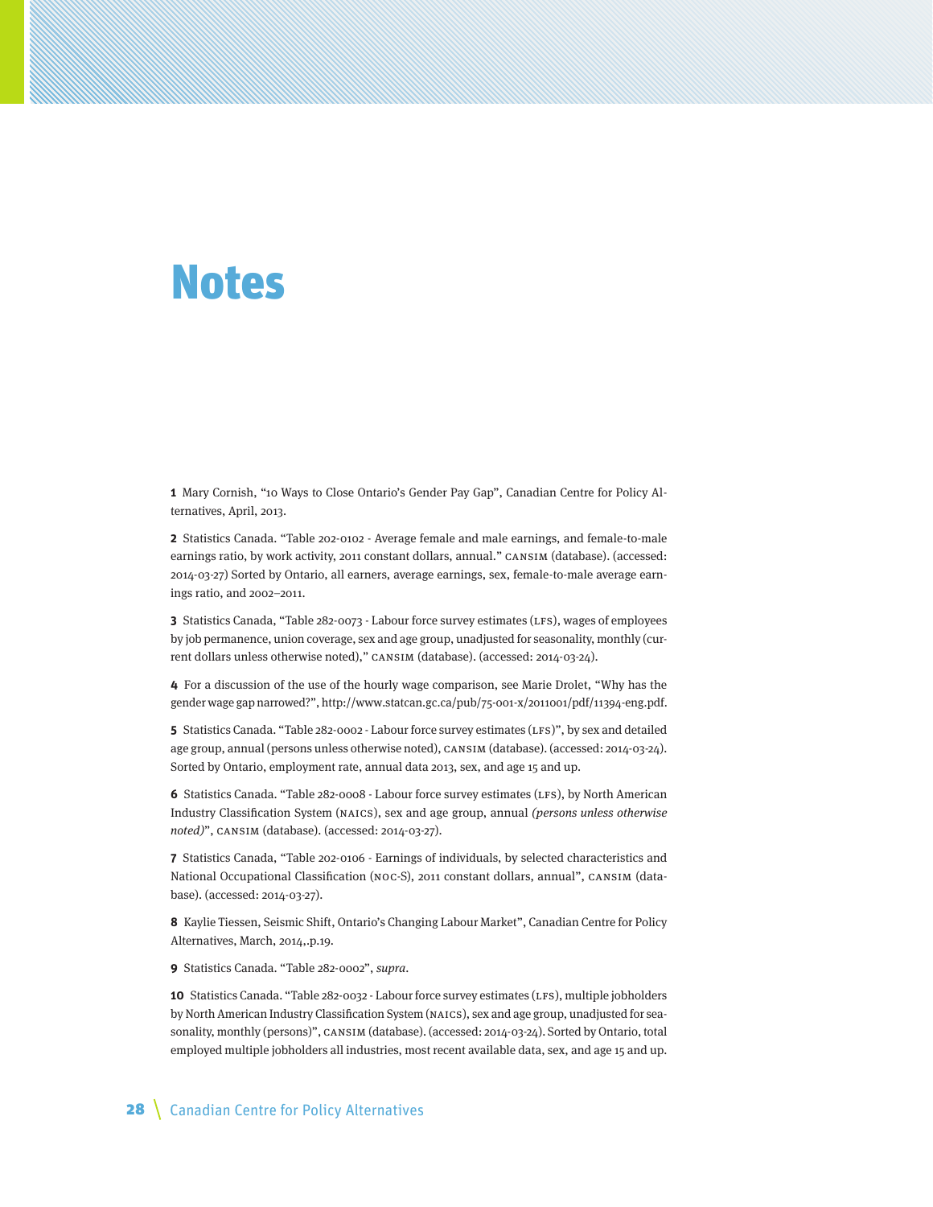# Notes

**1** Mary Cornish, "10 Ways to Close Ontario's Gender Pay Gap", Canadian Centre for Policy Alternatives, April, 2013.

**2** Statistics Canada. "Table 202-0102 - Average female and male earnings, and female-to-male earnings ratio, by work activity, 2011 constant dollars, annual." CANSIM (database). (accessed: 2014-03-27) Sorted by Ontario, all earners, average earnings, sex, female-to-male average earnings ratio, and 2002–2011.

**3** Statistics Canada, "Table 282-0073 - Labour force survey estimates (LFS), wages of employees by job permanence, union coverage, sex and age group, unadjusted for seasonality, monthly (current dollars unless otherwise noted)," CANSIM (database). (accessed: 2014-03-24).

**4** For a discussion of the use of the hourly wage comparison, see Marie Drolet, "Why has the gender wage gap narrowed?", http://www.statcan.gc.ca/pub/75-001-x/2011001/pdf/11394-eng.pdf.

**5** Statistics Canada. "Table 282-0002 - Labour force survey estimates (LFS)", by sex and detailed age group, annual (persons unless otherwise noted), CANSIM (database). (accessed: 2014-03-24). Sorted by Ontario, employment rate, annual data 2013, sex, and age 15 and up.

**6** Statistics Canada. "Table 282-0008 - Labour force survey estimates (LFS), by North American Industry Classification System (NAICS), sex and age group, annual *(persons unless otherwise noted)*", CANSIM (database). (accessed: 2014-03-27).

**7** Statistics Canada, "Table 202-0106 - Earnings of individuals, by selected characteristics and National Occupational Classification (NOC-S), 2011 constant dollars, annual", CANSIM (database). (accessed: 2014-03-27).

**8** Kaylie Tiessen, Seismic Shift, Ontario's Changing Labour Market", Canadian Centre for Policy Alternatives, March, 2014,.p.19.

**9** Statistics Canada. "Table 282-0002", *supra*.

**10** Statistics Canada. "Table 282-0032 - Labour force survey estimates (LFS), multiple jobholders by North American Industry Classification System (NAICS), sex and age group, unadjusted for seasonality, monthly (persons)", CANSIM (database). (accessed: 2014-03-24). Sorted by Ontario, total employed multiple jobholders all industries, most recent available data, sex, and age 15 and up.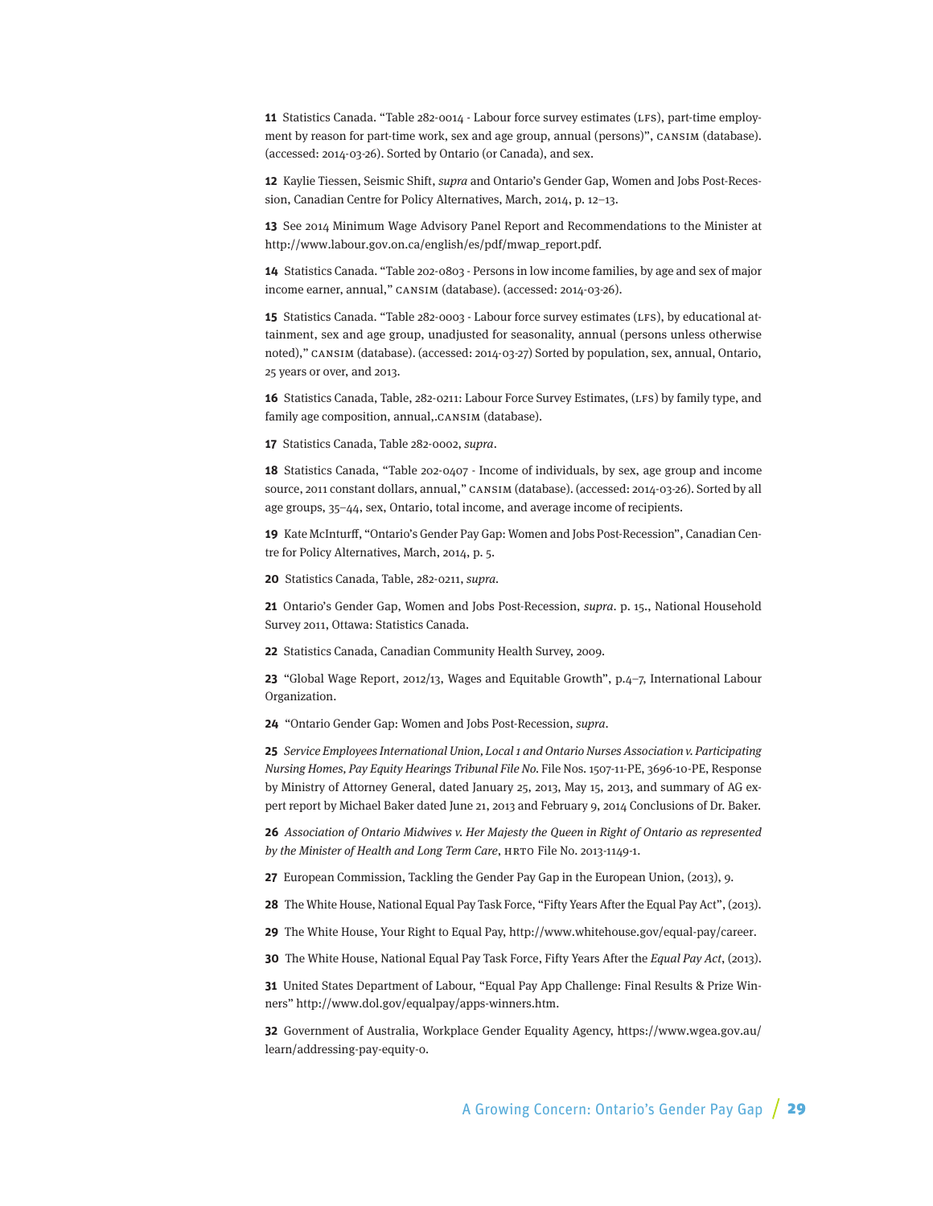**11** Statistics Canada. "Table 282-0014 - Labour force survey estimates (LFS), part-time employment by reason for part-time work, sex and age group, annual (persons)", CANSIM (database). (accessed: 2014-03-26). Sorted by Ontario (or Canada), and sex.

**12** Kaylie Tiessen, Seismic Shift, *supra* and Ontario's Gender Gap, Women and Jobs Post-Recession, Canadian Centre for Policy Alternatives, March, 2014, p. 12–13.

**13** See 2014 Minimum Wage Advisory Panel Report and Recommendations to the Minister at http://www.labour.gov.on.ca/english/es/pdf/mwap_report.pdf.

**14** Statistics Canada. "Table 202-0803 - Persons in low income families, by age and sex of major income earner, annual," CANSIM (database). (accessed: 2014-03-26).

**15** Statistics Canada. "Table 282-0003 - Labour force survey estimates (LFS), by educational attainment, sex and age group, unadjusted for seasonality, annual (persons unless otherwise noted)," CANSIM (database). (accessed: 2014-03-27) Sorted by population, sex, annual, Ontario, 25 years or over, and 2013.

**16** Statistics Canada, Table, 282-0211: Labour Force Survey Estimates, (LFS) by family type, and family age composition, annual,.CANSIM (database).

**17** Statistics Canada, Table 282-0002, *supra*.

**18** Statistics Canada, "Table 202-0407 - Income of individuals, by sex, age group and income source, 2011 constant dollars, annual," CANSIM (database). (accessed: 2014-03-26). Sorted by all age groups, 35–44, sex, Ontario, total income, and average income of recipients.

**19** Kate McInturff, "Ontario's Gender Pay Gap: Women and Jobs Post-Recession", Canadian Centre for Policy Alternatives, March, 2014, p. 5.

**20** Statistics Canada, Table, 282-0211, *supra*.

**21** Ontario's Gender Gap, Women and Jobs Post-Recession, *supra*. p. 15., National Household Survey 2011, Ottawa: Statistics Canada.

**22** Statistics Canada, Canadian Community Health Survey, 2009.

**23** "Global Wage Report, 2012/13, Wages and Equitable Growth", p.4–7, International Labour Organization.

**24** "Ontario Gender Gap: Women and Jobs Post-Recession, *supra*.

**25** *Service Employees International Union, Local 1 and Ontario Nurses Association v. Participating Nursing Homes, Pay Equity Hearings Tribunal File No.* File Nos. 1507-11-PE, 3696-10-PE, Response by Ministry of Attorney General, dated January 25, 2013, May 15, 2013, and summary of AG expert report by Michael Baker dated June 21, 2013 and February 9, 2014 Conclusions of Dr. Baker.

**26** *Association of Ontario Midwives v. Her Majesty the Queen in Right of Ontario as represented by the Minister of Health and Long Term Care*, HRTO File No. 2013-1149-1.

**27** European Commission, Tackling the Gender Pay Gap in the European Union, (2013), 9.

**28** The White House, National Equal Pay Task Force, "Fifty Years After the Equal Pay Act", (2013).

**29** The White House, Your Right to Equal Pay, http://www.whitehouse.gov/equal-pay/career.

**30** The White House, National Equal Pay Task Force, Fifty Years After the *Equal Pay Act*, (2013).

**31** United States Department of Labour, "Equal Pay App Challenge: Final Results & Prize Winners" http://www.dol.gov/equalpay/apps-winners.htm.

**32** Government of Australia, Workplace Gender Equality Agency, https://www.wgea.gov.au/learn/addressing-pay-equity-0.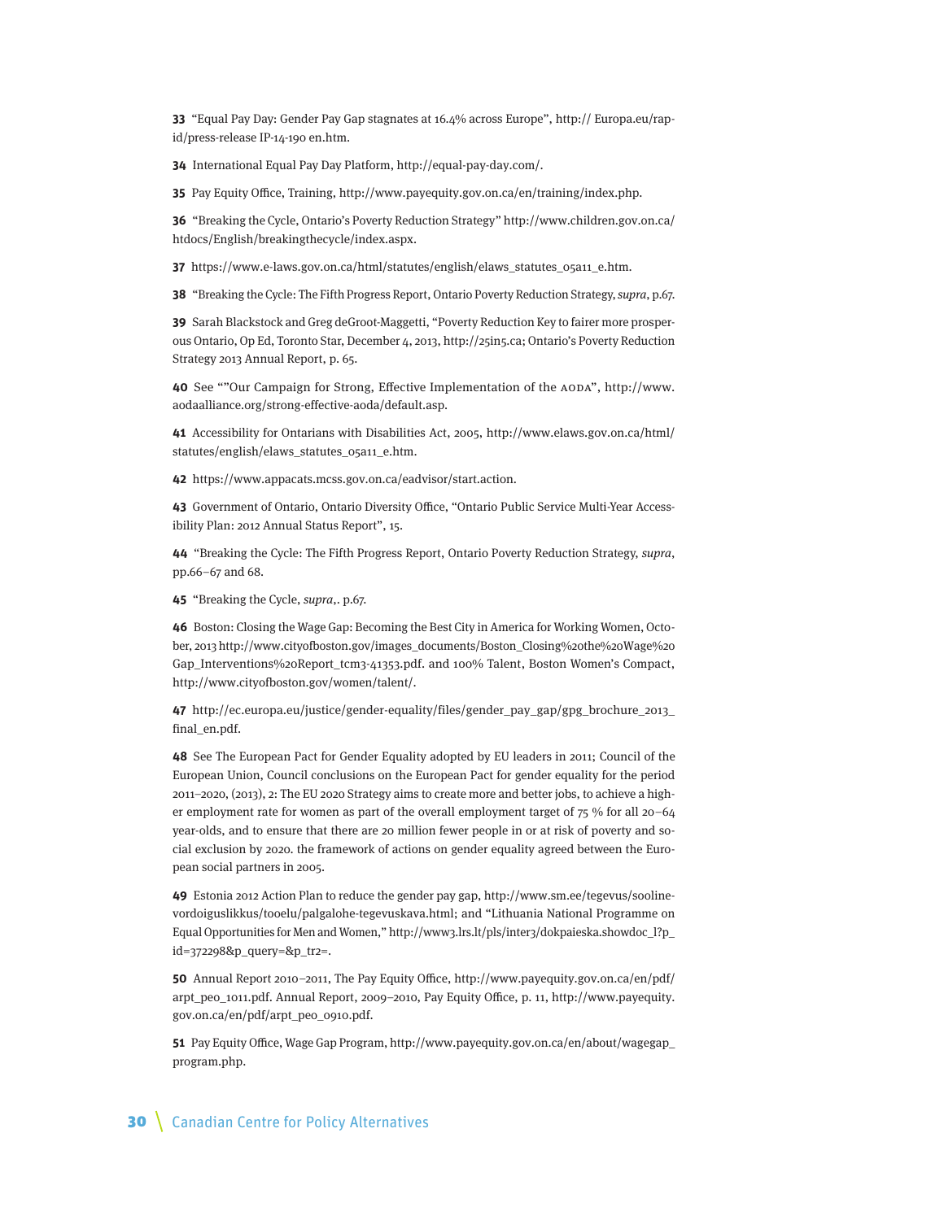**33** "Equal Pay Day: Gender Pay Gap stagnates at 16.4% across Europe", http:// Europa.eu/rapid/press-release IP-14-190 en.htm.

**34** International Equal Pay Day Platform, http://equal-pay-day.com/.

**35** Pay Equity Office, Training, http://www.payequity.gov.on.ca/en/training/index.php.

**36** "Breaking the Cycle, Ontario's Poverty Reduction Strategy" http://www.children.gov.on.ca/htdocs/English/breakingthecycle/index.aspx.

**37** https://www.e-laws.gov.on.ca/html/statutes/english/elaws_statutes_05a11_e.htm.

**38** "Breaking the Cycle: The Fifth Progress Report, Ontario Poverty Reduction Strategy, *supra*, p.67.

**39** Sarah Blackstock and Greg deGroot-Maggetti, "Poverty Reduction Key to fairer more prosperous Ontario, Op Ed, Toronto Star, December 4, 2013, http://25in5.ca; Ontario's Poverty Reduction Strategy 2013 Annual Report, p. 65.

**40** See ""Our Campaign for Strong, Effective Implementation of the AODA", http://www.aodaalliance.org/strong-effective-aoda/default.asp.

**41** Accessibility for Ontarians with Disabilities Act, 2005, http://www.elaws.gov.on.ca/html/statutes/english/elaws_statutes_05a11_e.htm.

**42** https://www.appacats.mcss.gov.on.ca/eadvisor/start.action.

**43** Government of Ontario, Ontario Diversity Office, "Ontario Public Service Multi-Year Accessibility Plan: 2012 Annual Status Report", 15.

**44** "Breaking the Cycle: The Fifth Progress Report, Ontario Poverty Reduction Strategy, *supra*, pp.66–67 and 68.

**45** "Breaking the Cycle, *supra*,. p.67.

**46** Boston: Closing the Wage Gap: Becoming the Best City in America for Working Women, October, 2013 http://www.cityofboston.gov/images_documents/Boston_Closing%20the%20Wage%20Gap_Interventions%20Report_tcm3-41353.pdf. and 100% Talent, Boston Women's Compact, http://www.cityofboston.gov/women/talent/.

**47** http://ec.europa.eu/justice/gender-equality/files/gender_pay_gap/gpg_brochure_2013_final_en.pdf.

**48** See The European Pact for Gender Equality adopted by EU leaders in 2011; Council of the European Union, Council conclusions on the European Pact for gender equality for the period 2011–2020, (2013), 2: The EU 2020 Strategy aims to create more and better jobs, to achieve a higher employment rate for women as part of the overall employment target of 75 % for all 20–64 year-olds, and to ensure that there are 20 million fewer people in or at risk of poverty and social exclusion by 2020. the framework of actions on gender equality agreed between the European social partners in 2005.

**49** Estonia 2012 Action Plan to reduce the gender pay gap, http://www.sm.ee/tegevus/soolinevordoiguslikkus/tooelu/palgalohe-tegevuskava.html; and "Lithuania National Programme on Equal Opportunities for Men and Women," http://www3.lrs.lt/pls/inter3/dokpaieska.showdoc_l?p_id=372298&p_query=&p_tr2=.

**50** Annual Report 2010–2011, The Pay Equity Office, http://www.payequity.gov.on.ca/en/pdf/arpt_peo_1011.pdf. Annual Report, 2009–2010, Pay Equity Office, p. 11, http://www.payequity.gov.on.ca/en/pdf/arpt_peo_0910.pdf.

**51** Pay Equity Office, Wage Gap Program, http://www.payequity.gov.on.ca/en/about/wagegap_program.php.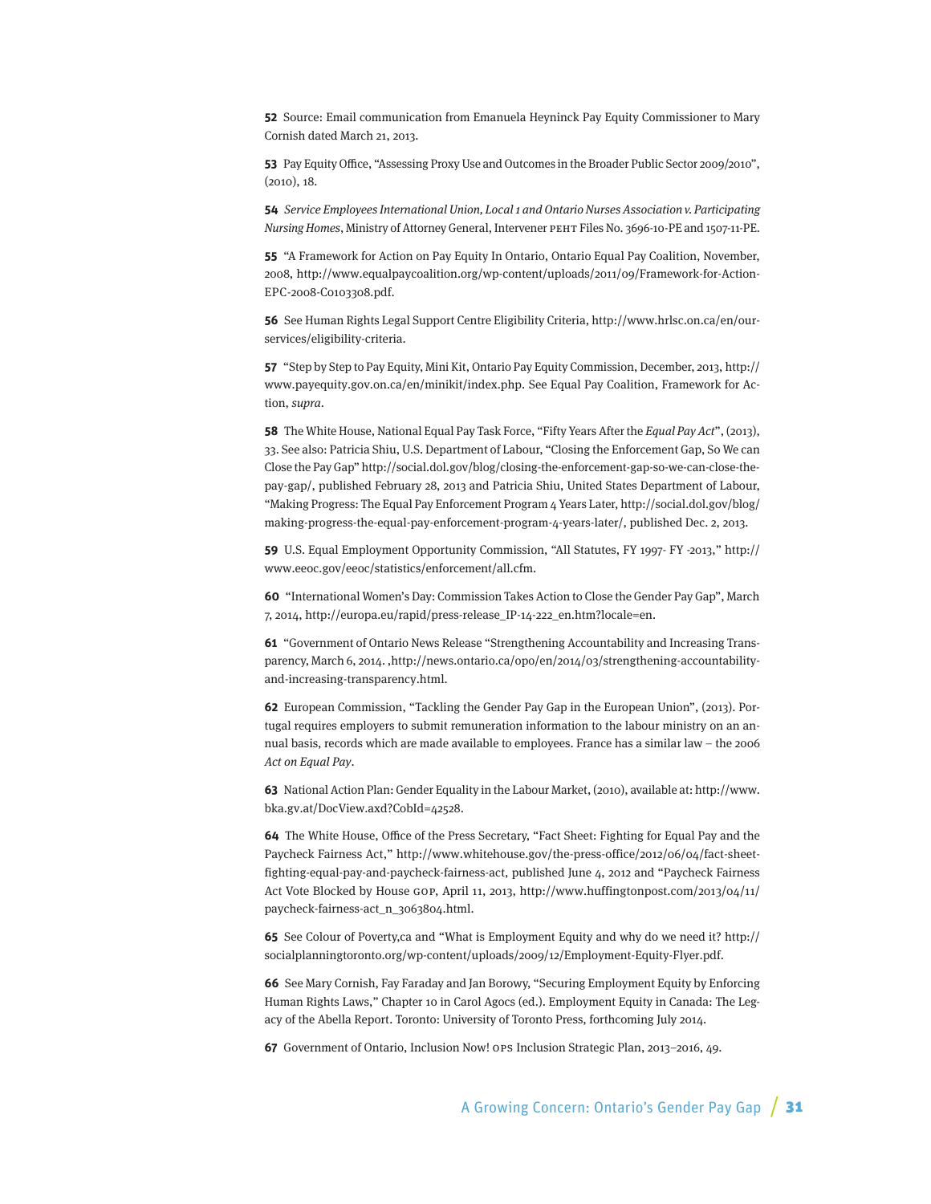**52** Source: Email communication from Emanuela Heyninck Pay Equity Commissioner to Mary Cornish dated March 21, 2013.

**53** Pay Equity Office, "Assessing Proxy Use and Outcomes in the Broader Public Sector 2009/2010", (2010), 18.

**54** *Service Employees International Union, Local 1 and Ontario Nurses Association v. Participating Nursing Homes*, Ministry of Attorney General, Intervener PEHT Files No. 3696-10-PE and 1507-11-PE.

**55** "A Framework for Action on Pay Equity In Ontario, Ontario Equal Pay Coalition, November, 2008, http://www.equalpaycoalition.org/wp-content/uploads/2011/09/Framework-for-Action-EPC-2008-C0103308.pdf.

**56** See Human Rights Legal Support Centre Eligibility Criteria, http://www.hrlsc.on.ca/en/our-services/eligibility-criteria.

**57** "Step by Step to Pay Equity, Mini Kit, Ontario Pay Equity Commission, December, 2013, http://www.payequity.gov.on.ca/en/minikit/index.php. See Equal Pay Coalition, Framework for Action, *supra*.

**58** The White House, National Equal Pay Task Force, "Fifty Years After the *Equal Pay Act*", (2013), 33. See also: Patricia Shiu, U.S. Department of Labour, "Closing the Enforcement Gap, So We can Close the Pay Gap" http://social.dol.gov/blog/closing-the-enforcement-gap-so-we-can-close-the-pay-gap/, published February 28, 2013 and Patricia Shiu, United States Department of Labour, "Making Progress: The Equal Pay Enforcement Program 4 Years Later, http://social.dol.gov/blog/making-progress-the-equal-pay-enforcement-program-4-years-later/, published Dec. 2, 2013.

**59** U.S. Equal Employment Opportunity Commission, "All Statutes, FY 1997- FY -2013," http://www.eeoc.gov/eeoc/statistics/enforcement/all.cfm.

**60** "International Women's Day: Commission Takes Action to Close the Gender Pay Gap", March 7, 2014, http://europa.eu/rapid/press-release_IP-14-222_en.htm?locale=en.

**61** "Government of Ontario News Release "Strengthening Accountability and Increasing Transparency, March 6, 2014. ,http://news.ontario.ca/opo/en/2014/03/strengthening-accountability-and-increasing-transparency.html.

**62** European Commission, "Tackling the Gender Pay Gap in the European Union", (2013). Portugal requires employers to submit remuneration information to the labour ministry on an annual basis, records which are made available to employees. France has a similar law – the 2006 *Act on Equal Pay*.

**63** National Action Plan: Gender Equality in the Labour Market, (2010), available at: http://www.bka.gv.at/DocView.axd?CobId=42528.

**64** The White House, Office of the Press Secretary, "Fact Sheet: Fighting for Equal Pay and the Paycheck Fairness Act," http://www.whitehouse.gov/the-press-office/2012/06/04/fact-sheet-fighting-equal-pay-and-paycheck-fairness-act, published June 4, 2012 and "Paycheck Fairness Act Vote Blocked by House GOP, April 11, 2013, http://www.huffingtonpost.com/2013/04/11/paycheck-fairness-act_n_3063804.html.

**65** See Colour of Poverty,ca and "What is Employment Equity and why do we need it? http://socialplanningtoronto.org/wp-content/uploads/2009/12/Employment-Equity-Flyer.pdf.

**66** See Mary Cornish, Fay Faraday and Jan Borowy, "Securing Employment Equity by Enforcing Human Rights Laws," Chapter 10 in Carol Agocs (ed.). Employment Equity in Canada: The Legacy of the Abella Report. Toronto: University of Toronto Press, forthcoming July 2014.

**67** Government of Ontario, Inclusion Now! OPS Inclusion Strategic Plan, 2013–2016, 49.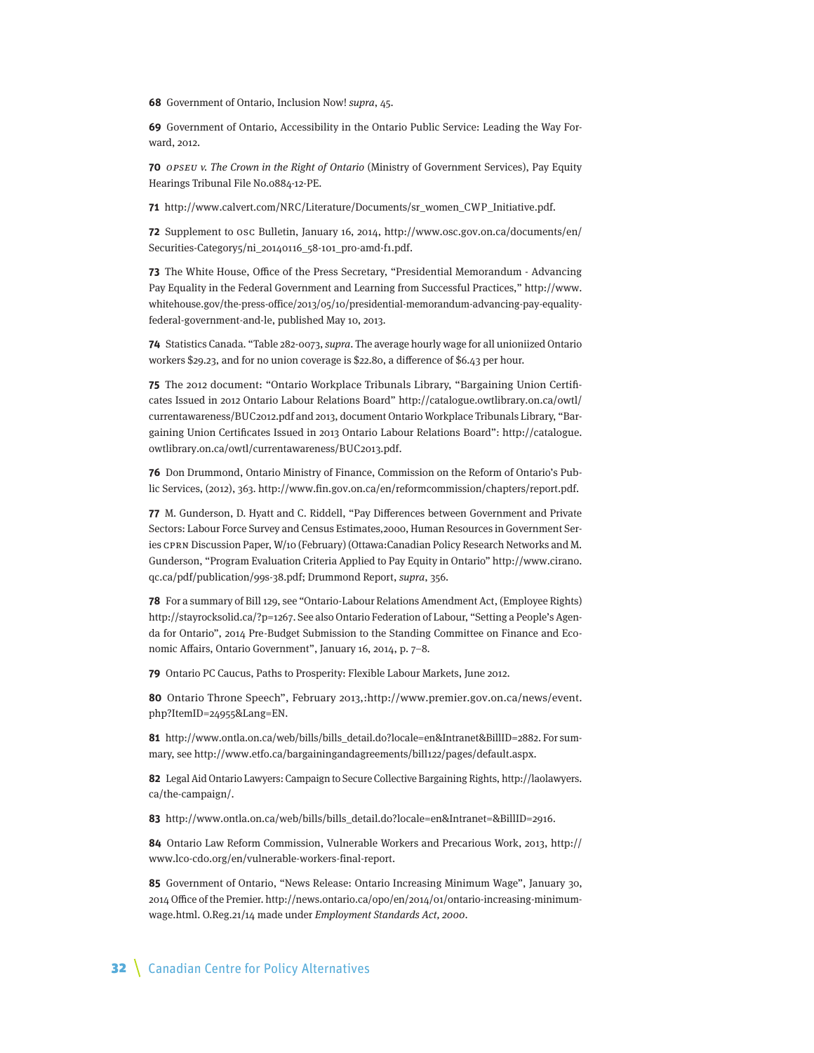**68** Government of Ontario, Inclusion Now! *supra*, 45.

**69** Government of Ontario, Accessibility in the Ontario Public Service: Leading the Way Forward, 2012.

**70** *OPSEU v. The Crown in the Right of Ontario* (Ministry of Government Services), Pay Equity Hearings Tribunal File No.0884-12-PE.

**71** http://www.calvert.com/NRC/Literature/Documents/sr_women_CWP_Initiative.pdf.

**72** Supplement to OSC Bulletin, January 16, 2014, http://www.osc.gov.on.ca/documents/en/Securities-Category5/ni_20140116_58-101_pro-amd-f1.pdf.

**73** The White House, Office of the Press Secretary, "Presidential Memorandum - Advancing Pay Equality in the Federal Government and Learning from Successful Practices," http://www.whitehouse.gov/the-press-office/2013/05/10/presidential-memorandum-advancing-pay-equality-federal-government-and-le, published May 10, 2013.

**74** Statistics Canada. "Table 282-0073, *supra*. The average hourly wage for all unioniized Ontario workers $29.23, and for no union coverage is $22.80, a difference of $6.43 per hour.

**75** The 2012 document: "Ontario Workplace Tribunals Library, "Bargaining Union Certificates Issued in 2012 Ontario Labour Relations Board" http://catalogue.owtlibrary.on.ca/owtl/currentawareness/BUC2012.pdf and 2013, document Ontario Workplace Tribunals Library, "Bargaining Union Certificates Issued in 2013 Ontario Labour Relations Board": http://catalogue.owtlibrary.on.ca/owtl/currentawareness/BUC2013.pdf.

**76** Don Drummond, Ontario Ministry of Finance, Commission on the Reform of Ontario's Public Services, (2012), 363. http://www.fin.gov.on.ca/en/reformcommission/chapters/report.pdf.

**77** M. Gunderson, D. Hyatt and C. Riddell, "Pay Differences between Government and Private Sectors: Labour Force Survey and Census Estimates,2000, Human Resources in Government Series CPRN Discussion Paper, W/10 (February) (Ottawa:Canadian Policy Research Networks and M. Gunderson, "Program Evaluation Criteria Applied to Pay Equity in Ontario" http://www.cirano.qc.ca/pdf/publication/99s-38.pdf; Drummond Report, *supra*, 356.

**78** For a summary of Bill 129, see "Ontario-Labour Relations Amendment Act, (Employee Rights) http://stayrocksolid.ca/?p=1267. See also Ontario Federation of Labour, "Setting a People's Agenda for Ontario", 2014 Pre-Budget Submission to the Standing Committee on Finance and Economic Affairs, Ontario Government", January 16, 2014, p. 7–8.

**79** Ontario PC Caucus, Paths to Prosperity: Flexible Labour Markets, June 2012.

**80** Ontario Throne Speech", February 2013,:http://www.premier.gov.on.ca/news/event.php?ItemID=24955&Lang=EN.

**81** http://www.ontla.on.ca/web/bills/bills_detail.do?locale=en&Intranet&BillID=2882. For summary, see http://www.etfo.ca/bargainingandagreements/bill122/pages/default.aspx.

**82** Legal Aid Ontario Lawyers: Campaign to Secure Collective Bargaining Rights, http://laolawyers.ca/the-campaign/.

**83** http://www.ontla.on.ca/web/bills/bills_detail.do?locale=en&Intranet=&BillID=2916.

**84** Ontario Law Reform Commission, Vulnerable Workers and Precarious Work, 2013, http://www.lco-cdo.org/en/vulnerable-workers-final-report.

**85** Government of Ontario, "News Release: Ontario Increasing Minimum Wage", January 30, 2014 Office of the Premier. http://news.ontario.ca/opo/en/2014/01/ontario-increasing-minimum-wage.html. O.Reg.21/14 made under *Employment Standards Act, 2000*.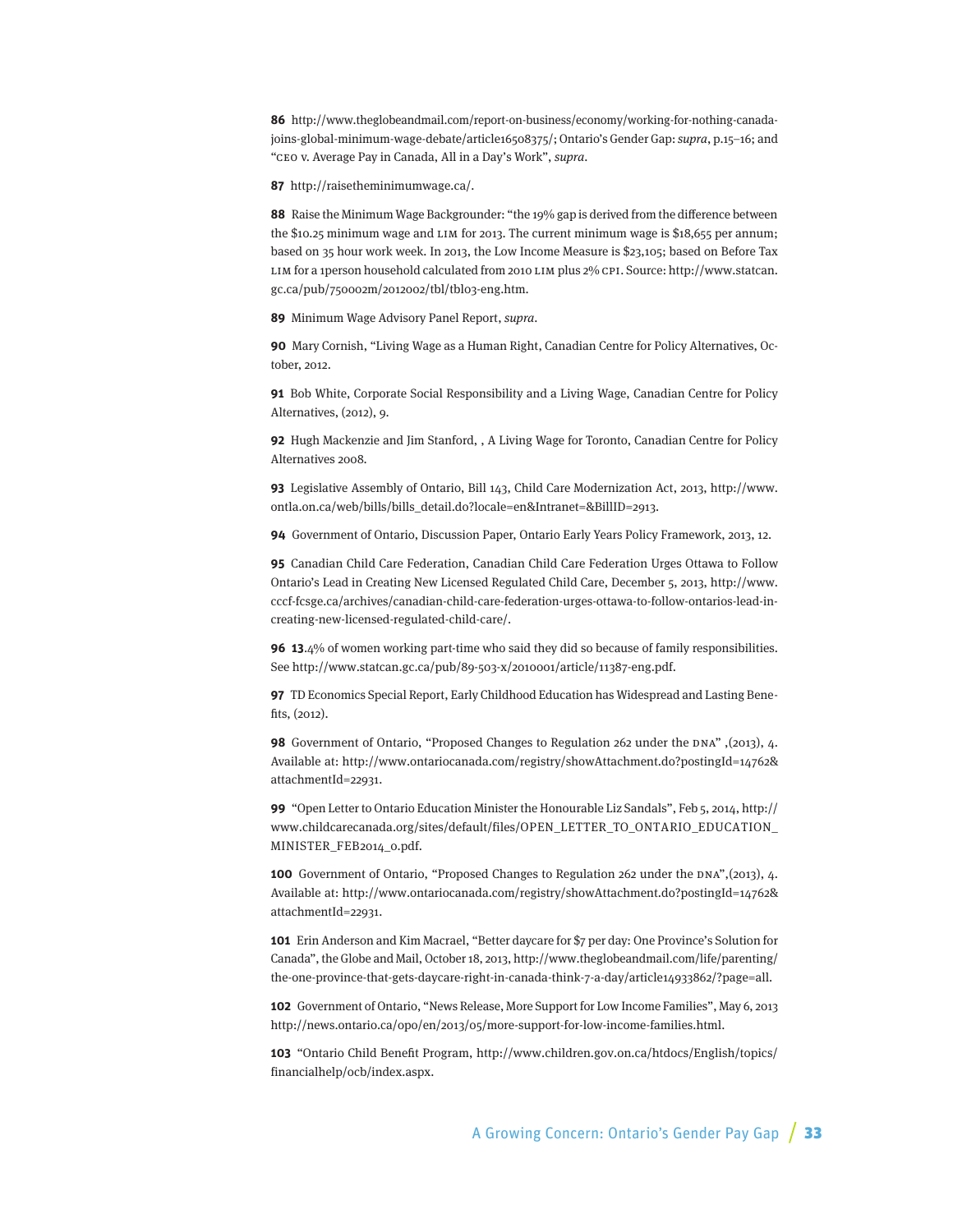**86** http://www.theglobeandmail.com/report-on-business/economy/working-for-nothing-canada-joins-global-minimum-wage-debate/article16508375/; Ontario's Gender Gap: *supra*, p.15–16; and "CEO v. Average Pay in Canada, All in a Day's Work", *supra*.

**87** http://raisetheminimumwage.ca/.

**88** Raise the Minimum Wage Backgrounder: "the 19% gap is derived from the difference between the $10.25 minimum wage and LIM for 2013. The current minimum wage is $18,655 per annum; based on 35 hour work week. In 2013, the Low Income Measure is $23,105; based on Before Tax LIM for a 1person household calculated from 2010 LIM plus 2% CPI. Source: http://www.statcan.gc.ca/pub/750002m/2012002/tbl/tbl03-eng.htm.

**89** Minimum Wage Advisory Panel Report, *supra*.

**90** Mary Cornish, "Living Wage as a Human Right, Canadian Centre for Policy Alternatives, October, 2012.

**91** Bob White, Corporate Social Responsibility and a Living Wage, Canadian Centre for Policy Alternatives, (2012), 9.

**92** Hugh Mackenzie and Jim Stanford, , A Living Wage for Toronto, Canadian Centre for Policy Alternatives 2008.

**93** Legislative Assembly of Ontario, Bill 143, Child Care Modernization Act, 2013, http://www.ontla.on.ca/web/bills/bills_detail.do?locale=en&Intranet=&BillID=2913.

**94** Government of Ontario, Discussion Paper, Ontario Early Years Policy Framework, 2013, 12.

**95** Canadian Child Care Federation, Canadian Child Care Federation Urges Ottawa to Follow Ontario's Lead in Creating New Licensed Regulated Child Care, December 5, 2013, http://www.cccf-fcsge.ca/archives/canadian-child-care-federation-urges-ottawa-to-follow-ontarios-lead-in-creating-new-licensed-regulated-child-care/.

**96** **13**.4% of women working part-time who said they did so because of family responsibilities. See http://www.statcan.gc.ca/pub/89-503-x/2010001/article/11387-eng.pdf.

**97** TD Economics Special Report, Early Childhood Education has Widespread and Lasting Benefits, (2012).

**98** Government of Ontario, "Proposed Changes to Regulation 262 under the DNA" ,(2013), 4. Available at: http://www.ontariocanada.com/registry/showAttachment.do?postingId=14762&attachmentId=22931.

**99** "Open Letter to Ontario Education Minister the Honourable Liz Sandals", Feb 5, 2014, http://www.childcarecanada.org/sites/default/files/OPEN_LETTER_TO_ONTARIO_EDUCATION_MINISTER_FEB2014_0.pdf.

**100** Government of Ontario, "Proposed Changes to Regulation 262 under the DNA",(2013), 4. Available at: http://www.ontariocanada.com/registry/showAttachment.do?postingId=14762&attachmentId=22931.

**101** Erin Anderson and Kim Macrael, "Better daycare for $7 per day: One Province's Solution for Canada", the Globe and Mail, October 18, 2013, http://www.theglobeandmail.com/life/parenting/the-one-province-that-gets-daycare-right-in-canada-think-7-a-day/article14933862/?page=all.

**102** Government of Ontario, "News Release, More Support for Low Income Families", May 6, 2013 http://news.ontario.ca/opo/en/2013/05/more-support-for-low-income-families.html.

**103** "Ontario Child Benefit Program, http://www.children.gov.on.ca/htdocs/English/topics/financialhelp/ocb/index.aspx.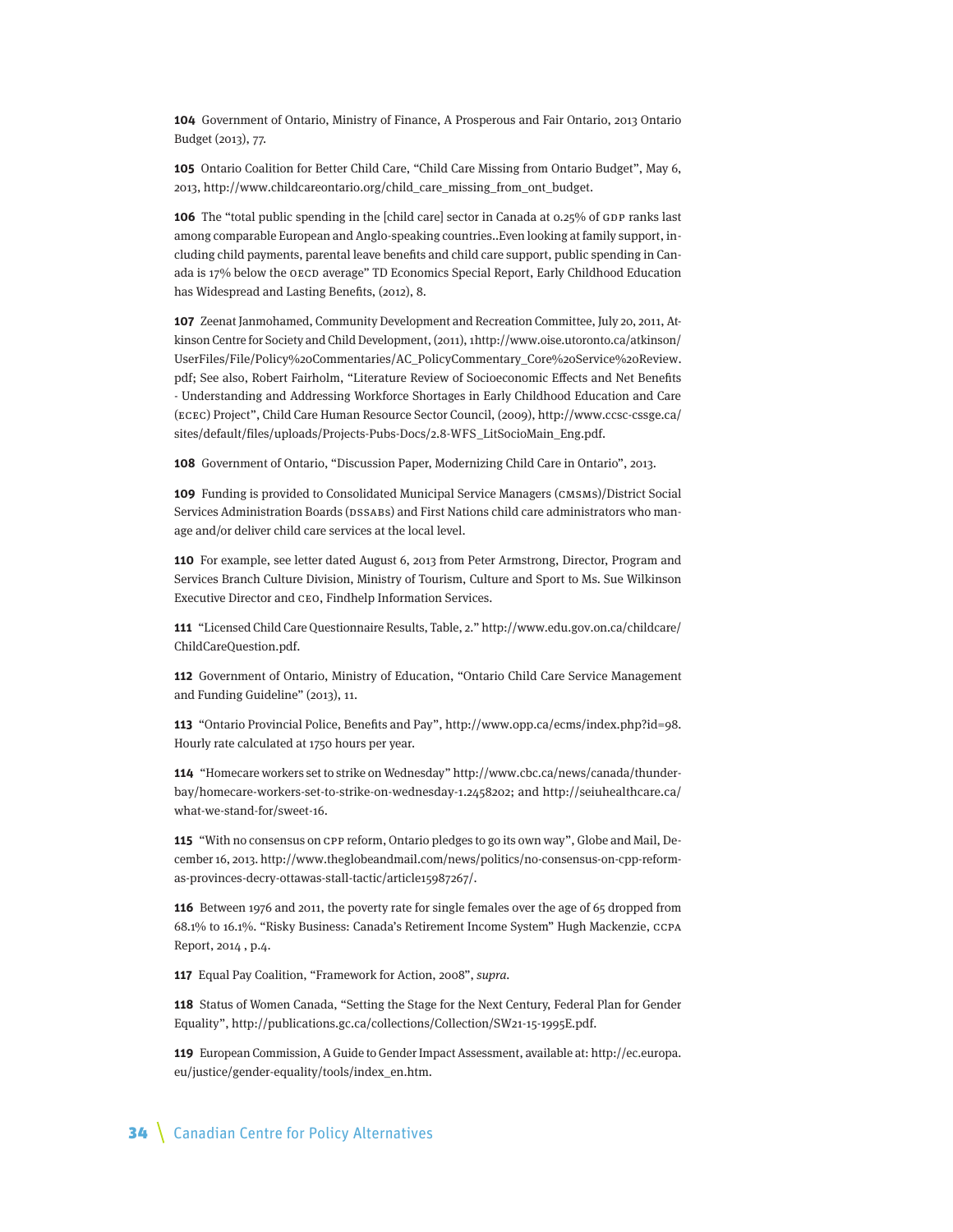**104** Government of Ontario, Ministry of Finance, A Prosperous and Fair Ontario, 2013 Ontario Budget (2013), 77.

**105** Ontario Coalition for Better Child Care, "Child Care Missing from Ontario Budget", May 6, 2013, http://www.childcareontario.org/child_care_missing_from_ont_budget.

**106** The "total public spending in the [child care] sector in Canada at 0.25% of GDP ranks last among comparable European and Anglo-speaking countries..Even looking at family support, including child payments, parental leave benefits and child care support, public spending in Canada is 17% below the OECD average" TD Economics Special Report, Early Childhood Education has Widespread and Lasting Benefits, (2012), 8.

**107** Zeenat Janmohamed, Community Development and Recreation Committee, July 20, 2011, Atkinson Centre for Society and Child Development, (2011), 1http://www.oise.utoronto.ca/atkinson/UserFiles/File/Policy%20Commentaries/AC_PolicyCommentary_Core%20Service%20Review.pdf; See also, Robert Fairholm, "Literature Review of Socioeconomic Effects and Net Benefits - Understanding and Addressing Workforce Shortages in Early Childhood Education and Care (ECEC) Project", Child Care Human Resource Sector Council, (2009), http://www.ccsc-cssge.ca/sites/default/files/uploads/Projects-Pubs-Docs/2.8-WFS_LitSocioMain_Eng.pdf.

**108** Government of Ontario, "Discussion Paper, Modernizing Child Care in Ontario", 2013.

**109** Funding is provided to Consolidated Municipal Service Managers (CMSMs)/District Social Services Administration Boards (DSSABs) and First Nations child care administrators who manage and/or deliver child care services at the local level.

**110** For example, see letter dated August 6, 2013 from Peter Armstrong, Director, Program and Services Branch Culture Division, Ministry of Tourism, Culture and Sport to Ms. Sue Wilkinson Executive Director and CEO, Findhelp Information Services.

**111** "Licensed Child Care Questionnaire Results, Table, 2." http://www.edu.gov.on.ca/childcare/ChildCareQuestion.pdf.

**112** Government of Ontario, Ministry of Education, "Ontario Child Care Service Management and Funding Guideline" (2013), 11.

**113** "Ontario Provincial Police, Benefits and Pay", http://www.opp.ca/ecms/index.php?id=98. Hourly rate calculated at 1750 hours per year.

**114** "Homecare workers set to strike on Wednesday" http://www.cbc.ca/news/canada/thunder-bay/homecare-workers-set-to-strike-on-wednesday-1.2458202; and http://seiuhealthcare.ca/what-we-stand-for/sweet-16.

**115** "With no consensus on CPP reform, Ontario pledges to go its own way", Globe and Mail, December 16, 2013. http://www.theglobeandmail.com/news/politics/no-consensus-on-cpp-reform-as-provinces-decry-ottawas-stall-tactic/article15987267/.

**116** Between 1976 and 2011, the poverty rate for single females over the age of 65 dropped from 68.1% to 16.1%. "Risky Business: Canada's Retirement Income System" Hugh Mackenzie, CCPA Report, 2014 , p.4.

**117** Equal Pay Coalition, "Framework for Action, 2008", *supra*.

**118** Status of Women Canada, "Setting the Stage for the Next Century, Federal Plan for Gender Equality", http://publications.gc.ca/collections/Collection/SW21-15-1995E.pdf.

**119** European Commission, A Guide to Gender Impact Assessment, available at: http://ec.europa.eu/justice/gender-equality/tools/index_en.htm.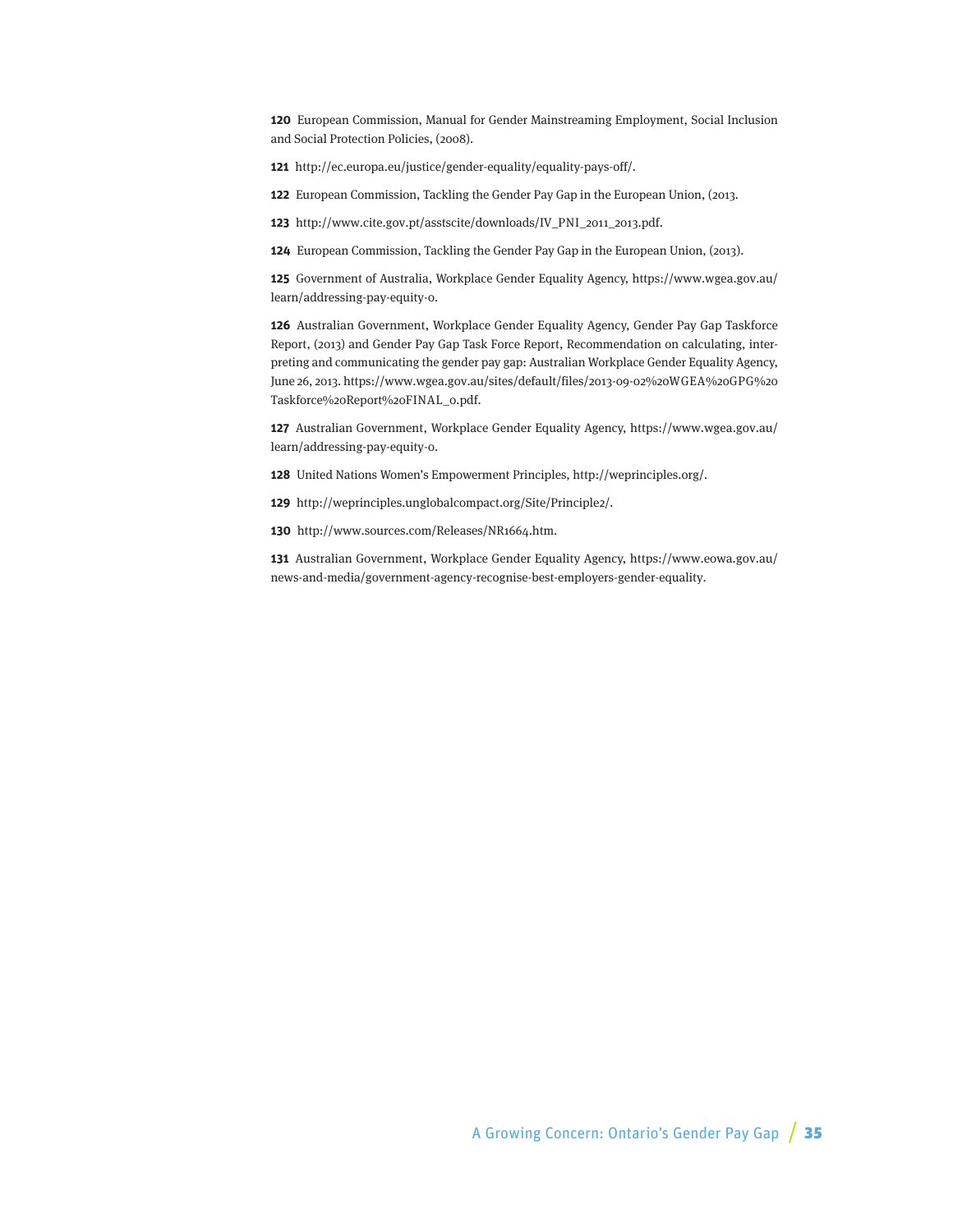**120** European Commission, Manual for Gender Mainstreaming Employment, Social Inclusion and Social Protection Policies, (2008).

**121** http://ec.europa.eu/justice/gender-equality/equality-pays-off/.

**122** European Commission, Tackling the Gender Pay Gap in the European Union, (2013.

**123** http://www.cite.gov.pt/asstscite/downloads/IV_PNI_2011_2013.pdf.

**124** European Commission, Tackling the Gender Pay Gap in the European Union, (2013).

**125** Government of Australia, Workplace Gender Equality Agency, https://www.wgea.gov.au/learn/addressing-pay-equity-0.

**126** Australian Government, Workplace Gender Equality Agency, Gender Pay Gap Taskforce Report, (2013) and Gender Pay Gap Task Force Report, Recommendation on calculating, interpreting and communicating the gender pay gap: Australian Workplace Gender Equality Agency, June 26, 2013. https://www.wgea.gov.au/sites/default/files/2013-09-02%20WGEA%20GPG%20Taskforce%20Report%20FINAL_0.pdf.

**127** Australian Government, Workplace Gender Equality Agency, https://www.wgea.gov.au/learn/addressing-pay-equity-0.

**128** United Nations Women's Empowerment Principles, http://weprinciples.org/.

**129** http://weprinciples.unglobalcompact.org/Site/Principle2/.

**130** http://www.sources.com/Releases/NR1664.htm.

**131** Australian Government, Workplace Gender Equality Agency, https://www.eowa.gov.au/news-and-media/government-agency-recognise-best-employers-gender-equality.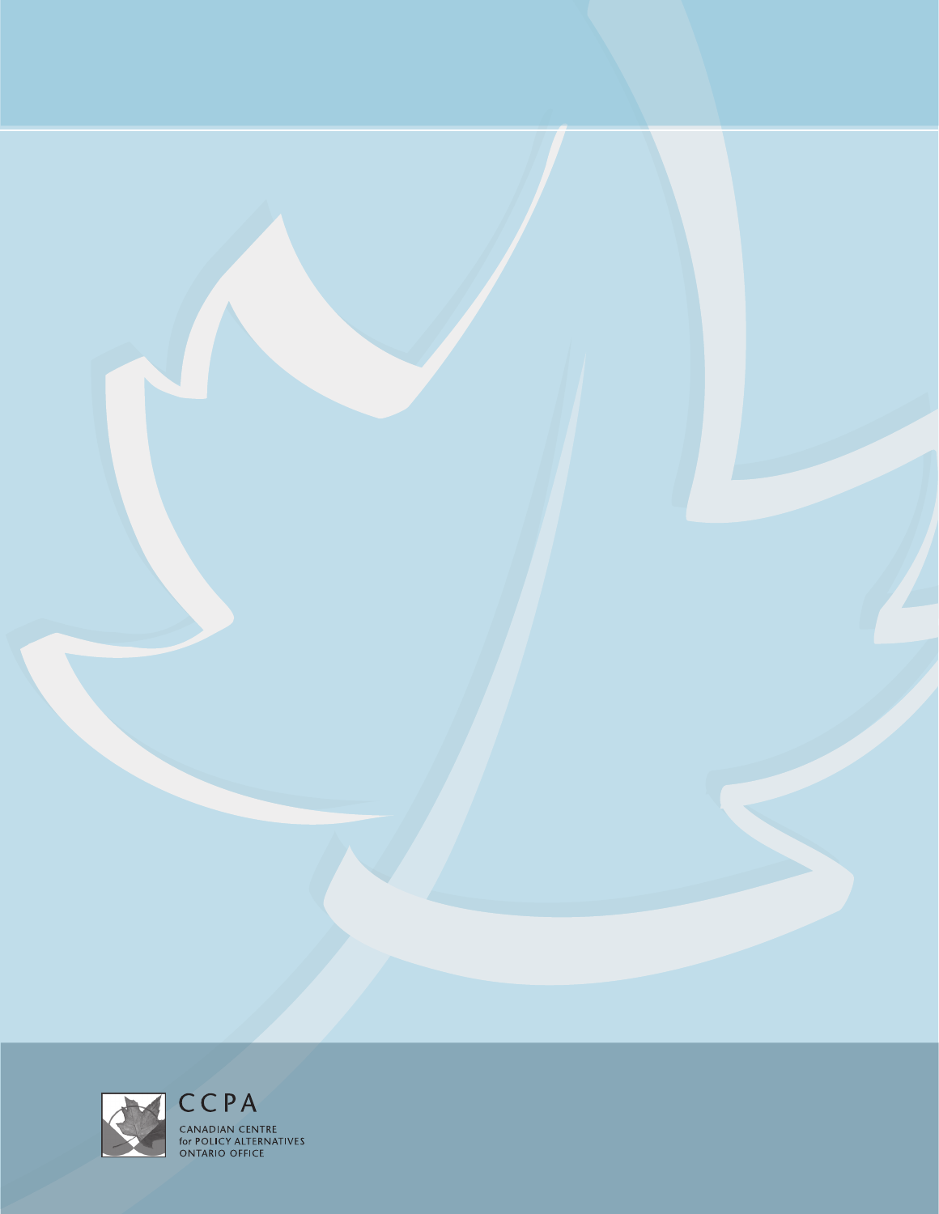CCPA

CANADIAN CENTRE
for POLICY ALTERNATIVES
ONTARIO OFFICE